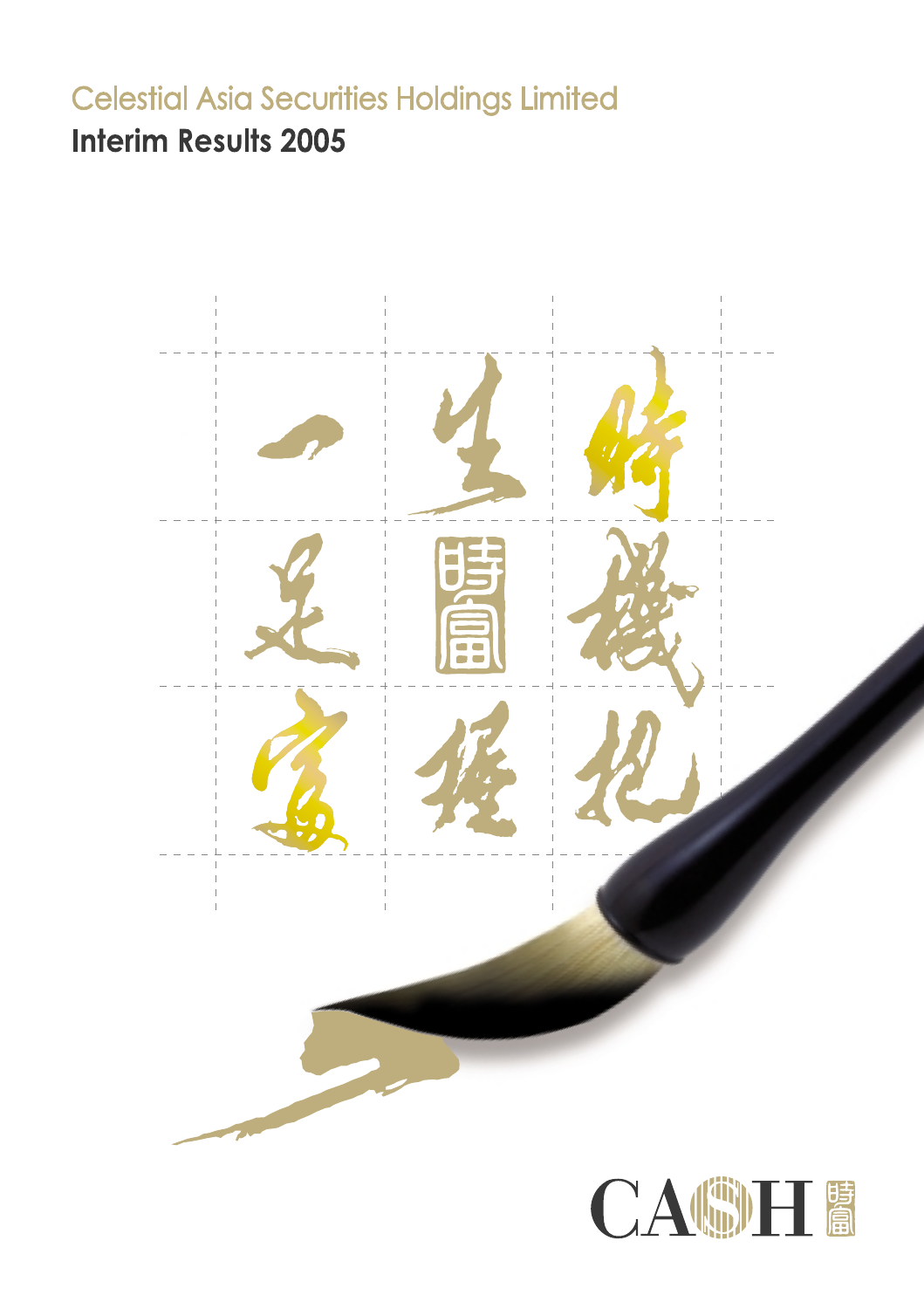Celestial Asia Securities Holdings Limited

# Interim Results 2005

時機把握一生足富

CASH 時富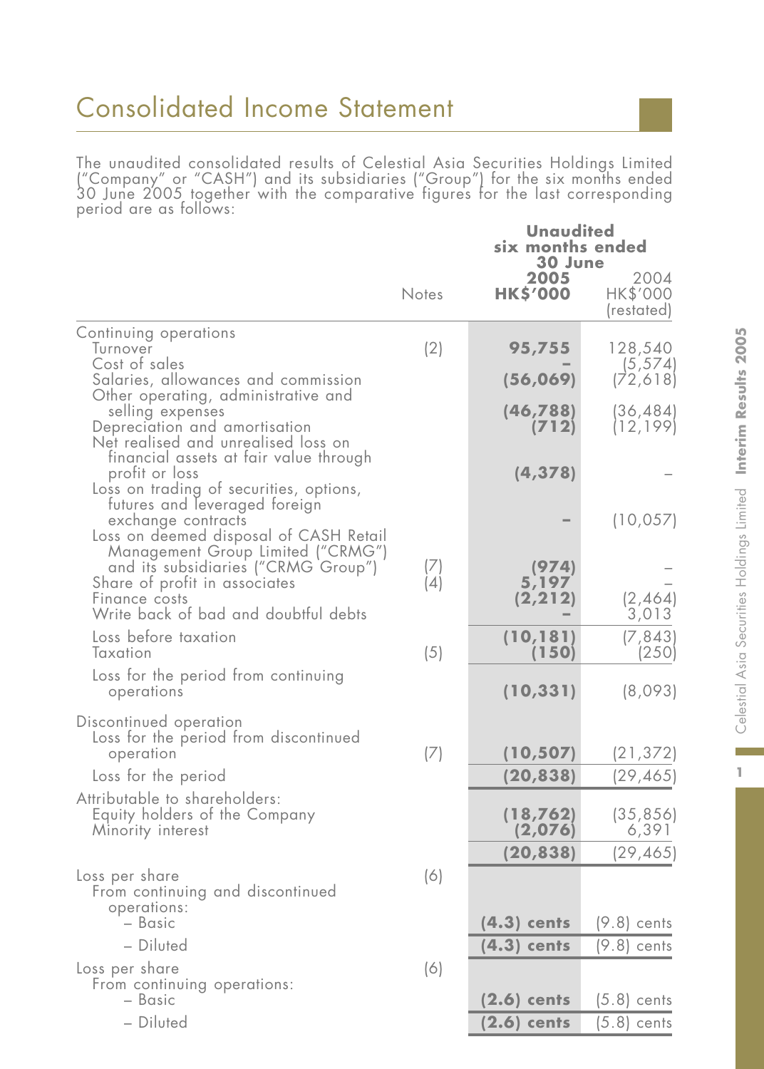# Consolidated Income Statement

The unaudited consolidated results of Celestial Asia Securities Holdings Limited ("Company" or "CASH") and its subsidiaries ("Group") for the six months ended 30 June 2005 together with the comparative figures for the last corresponding period are as follows:

| | Notes | Unaudited six months ended 30 June 2005 HK$'000 | 2004 HK$'000 (restated) |
|---|---|---|---|
| **Continuing operations** | | | |
| Turnover | (2) | **95,755** | 128,540 |
| Cost of sales | | **–** | (5,574) |
| Salaries, allowances and commission | | **(56,069)** | (72,618) |
| Other operating, administrative and selling expenses | | **(46,788)** | (36,484) |
| Depreciation and amortisation | | **(712)** | (12,199) |
| Net realised and unrealised loss on financial assets at fair value through profit or loss | | **(4,378)** | – |
| Loss on trading of securities, options, futures and leveraged foreign exchange contracts | | **–** | (10,057) |
| Loss on deemed disposal of CASH Retail Management Group Limited ("CRMG") and its subsidiaries ("CRMG Group") | (7) | **(974)** | – |
| Share of profit in associates | (4) | **5,197** | – |
| Finance costs | | **(2,212)** | (2,464) |
| Write back of bad and doubtful debts | | **–** | 3,013 |
| Loss before taxation | | **(10,181)** | (7,843) |
| Taxation | (5) | **(150)** | (250) |
| Loss for the period from continuing operations | | **(10,331)** | (8,093) |
| **Discontinued operation** | | | |
| Loss for the period from discontinued operation | (7) | **(10,507)** | (21,372) |
| Loss for the period | | **(20,838)** | (29,465) |
| **Attributable to shareholders:** | | | |
| Equity holders of the Company | | **(18,762)** | (35,856) |
| Minority interest | | **(2,076)** | 6,391 |
| | | **(20,838)** | (29,465) |
| Loss per share | (6) | | |
| From continuing and discontinued operations: | | | |
| – Basic | | **(4.3) cents** | (9.8) cents |
| – Diluted | | **(4.3) cents** | (9.8) cents |
| Loss per share | (6) | | |
| From continuing operations: | | | |
| – Basic | | **(2.6) cents** | (5.8) cents |
| – Diluted | | **(2.6) cents** | (5.8) cents |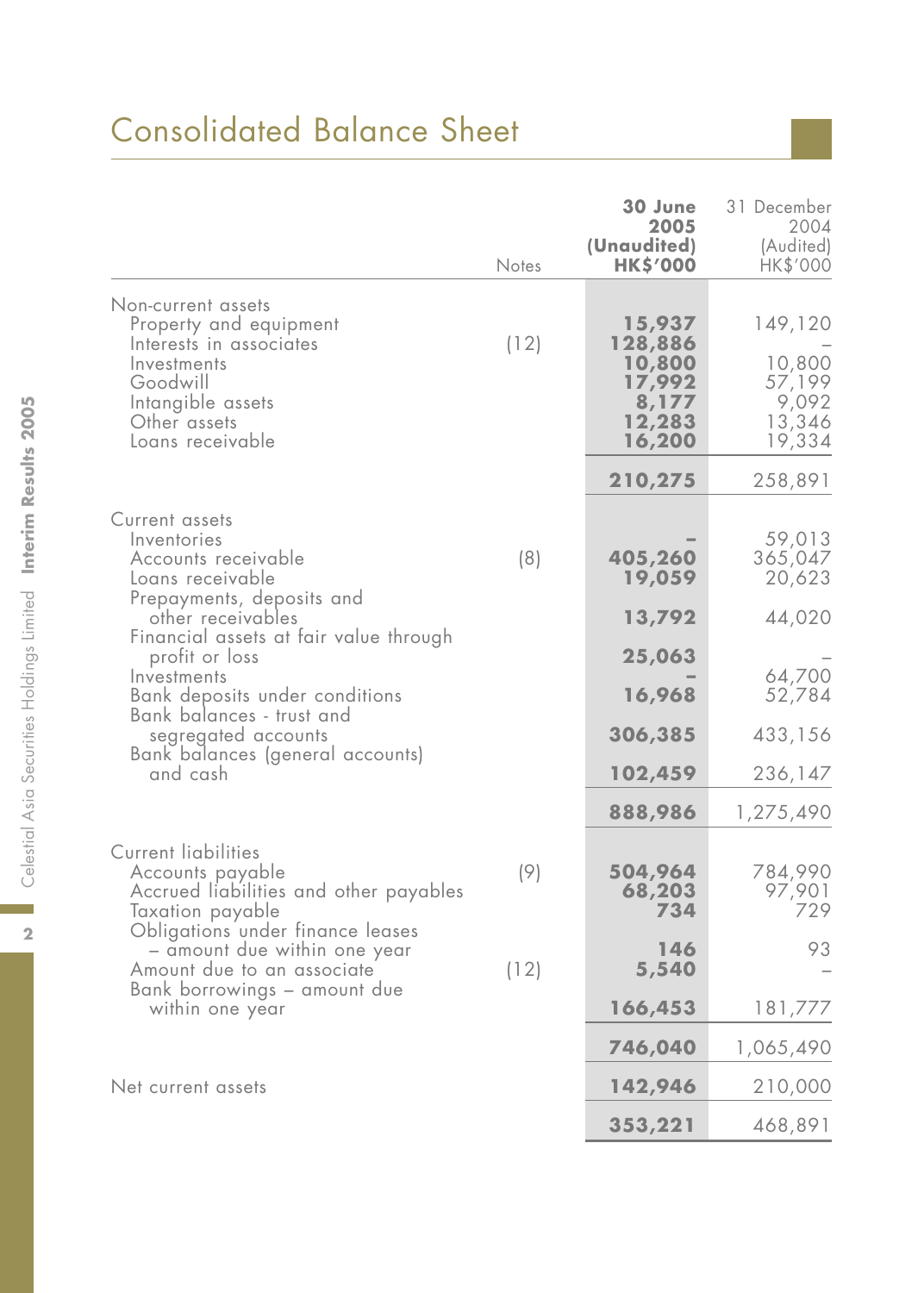# Consolidated Balance Sheet

| | Notes | 30 June 2005 (Unaudited) HK$'000 | 31 December 2004 (Audited) HK$'000 |
|---|---|---|---|
| **Non-current assets** | | | |
| Property and equipment | | **15,937** | 149,120 |
| Interests in associates | (12) | **128,886** | – |
| Investments | | **10,800** | 10,800 |
| Goodwill | | **17,992** | 57,199 |
| Intangible assets | | **8,177** | 9,092 |
| Other assets | | **12,283** | 13,346 |
| Loans receivable | | **16,200** | 19,334 |
| | | **210,275** | 258,891 |
| **Current assets** | | | |
| Inventories | | **–** | 59,013 |
| Accounts receivable | (8) | **405,260** | 365,047 |
| Loans receivable | | **19,059** | 20,623 |
| Prepayments, deposits and other receivables | | **13,792** | 44,020 |
| Financial assets at fair value through profit or loss | | **25,063** | – |
| Investments | | **–** | 64,700 |
| Bank deposits under conditions | | **16,968** | 52,784 |
| Bank balances - trust and segregated accounts | | **306,385** | 433,156 |
| Bank balances (general accounts) and cash | | **102,459** | 236,147 |
| | | **888,986** | 1,275,490 |
| **Current liabilities** | | | |
| Accounts payable | (9) | **504,964** | 784,990 |
| Accrued liabilities and other payables | | **68,203** | 97,901 |
| Taxation payable | | **734** | 729 |
| Obligations under finance leases – amount due within one year | | **146** | 93 |
| Amount due to an associate | (12) | **5,540** | – |
| Bank borrowings – amount due within one year | | **166,453** | 181,777 |
| | | **746,040** | 1,065,490 |
| **Net current assets** | | **142,946** | 210,000 |
| | | **353,221** | 468,891 |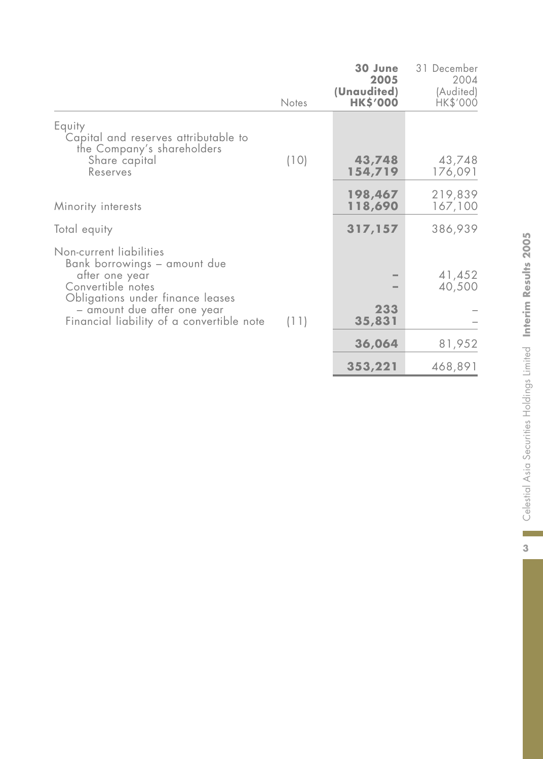| | Notes | **30 June 2005 (Unaudited) HK$'000** | 31 December 2004 (Audited) HK$'000 |
|---|---|---|---|
| Equity | | | |
| Capital and reserves attributable to the Company's shareholders | | | |
| Share capital | (10) | **43,748** | 43,748 |
| Reserves | | **154,719** | 176,091 |
| | | **198,467** | 219,839 |
| Minority interests | | **118,690** | 167,100 |
| Total equity | | **317,157** | 386,939 |
| Non-current liabilities | | | |
| Bank borrowings – amount due after one year | | **–** | 41,452 |
| Convertible notes | | **–** | 40,500 |
| Obligations under finance leases – amount due after one year | | **233** | – |
| Financial liability of a convertible note | (11) | **35,831** | – |
| | | **36,064** | 81,952 |
| | | **353,221** | 468,891 |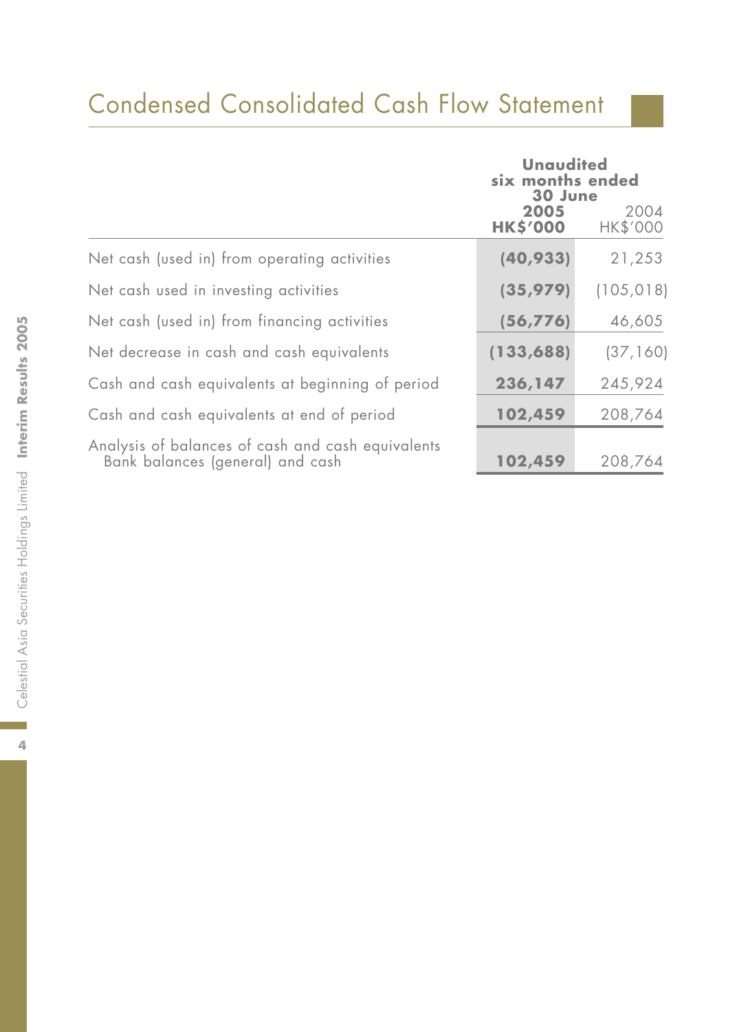# Condensed Consolidated Cash Flow Statement

| | Unaudited six months ended 30 June | |
|---|---|---|
| | **2005** | 2004 |
| | **HK$'000** | HK$'000 |
| Net cash (used in) from operating activities | **(40,933)** | 21,253 |
| Net cash used in investing activities | **(35,979)** | (105,018) |
| Net cash (used in) from financing activities | **(56,776)** | 46,605 |
| Net decrease in cash and cash equivalents | **(133,688)** | (37,160) |
| Cash and cash equivalents at beginning of period | **236,147** | 245,924 |
| Cash and cash equivalents at end of period | **102,459** | 208,764 |
| Analysis of balances of cash and cash equivalents | | |
| Bank balances (general) and cash | **102,459** | 208,764 |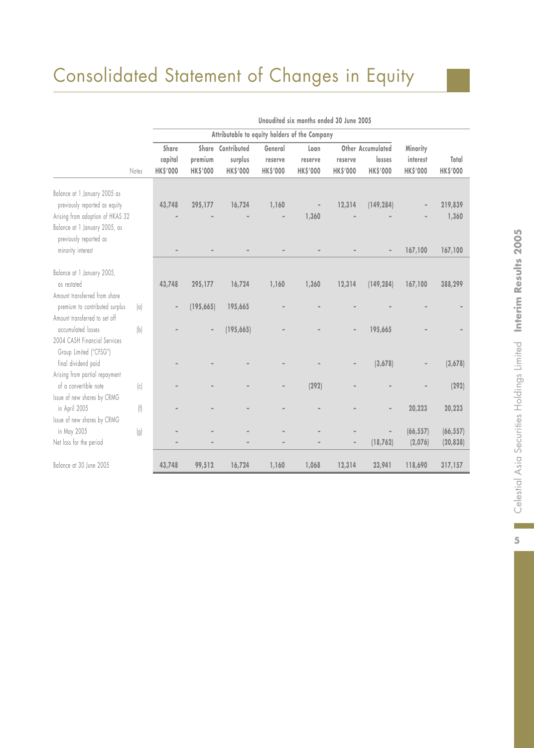# Consolidated Statement of Changes in Equity

| | Notes | Unaudited six months ended 30 June 2005 | | | | | | | | |
|---|---|---|---|---|---|---|---|---|---|---|
| | | Attributable to equity holders of the Company | | | | | | | | |
| | | Share capital HK$'000 | Share premium HK$'000 | Contributed surplus HK$'000 | General reserve HK$'000 | Loan reserve HK$'000 | Other reserve HK$'000 | Accumulated losses HK$'000 | Minority interest HK$'000 | Total HK$'000 |
| Balance at 1 January 2005 as previously reported as equity | | 43,748 | 295,177 | 16,724 | 1,160 | – | 12,314 | (149,284) | – | 219,839 |
| Arising from adoption of HKAS 32 | | – | – | – | – | 1,360 | – | – | – | 1,360 |
| Balance at 1 January 2005, as previously reported as minority interest | | – | – | – | – | – | – | – | 167,100 | 167,100 |
| Balance at 1 January 2005, as restated | | 43,748 | 295,177 | 16,724 | 1,160 | 1,360 | 12,314 | (149,284) | 167,100 | 388,299 |
| Amount transferred from share premium to contributed surplus | (a) | – | (195,665) | 195,665 | – | – | – | – | – | – |
| Amount transferred to set off accumulated losses | (b) | – | – | (195,665) | – | – | – | 195,665 | – | – |
| 2004 CASH Financial Services Group Limited ("CFSG") final dividend paid | | – | – | – | – | – | – | (3,678) | – | (3,678) |
| Arising from partial repayment of a convertible note | (c) | – | – | – | – | (292) | – | – | – | (292) |
| Issue of new shares by CRMG in April 2005 | (f) | – | – | – | – | – | – | – | 20,223 | 20,223 |
| Issue of new shares by CRMG in May 2005 | (g) | – | – | – | – | – | – | – | (66,557) | (66,557) |
| Net loss for the period | | – | – | – | – | – | – | (18,762) | (2,076) | (20,838) |
| Balance at 30 June 2005 | | 43,748 | 99,512 | 16,724 | 1,160 | 1,068 | 12,314 | 23,941 | 118,690 | 317,157 |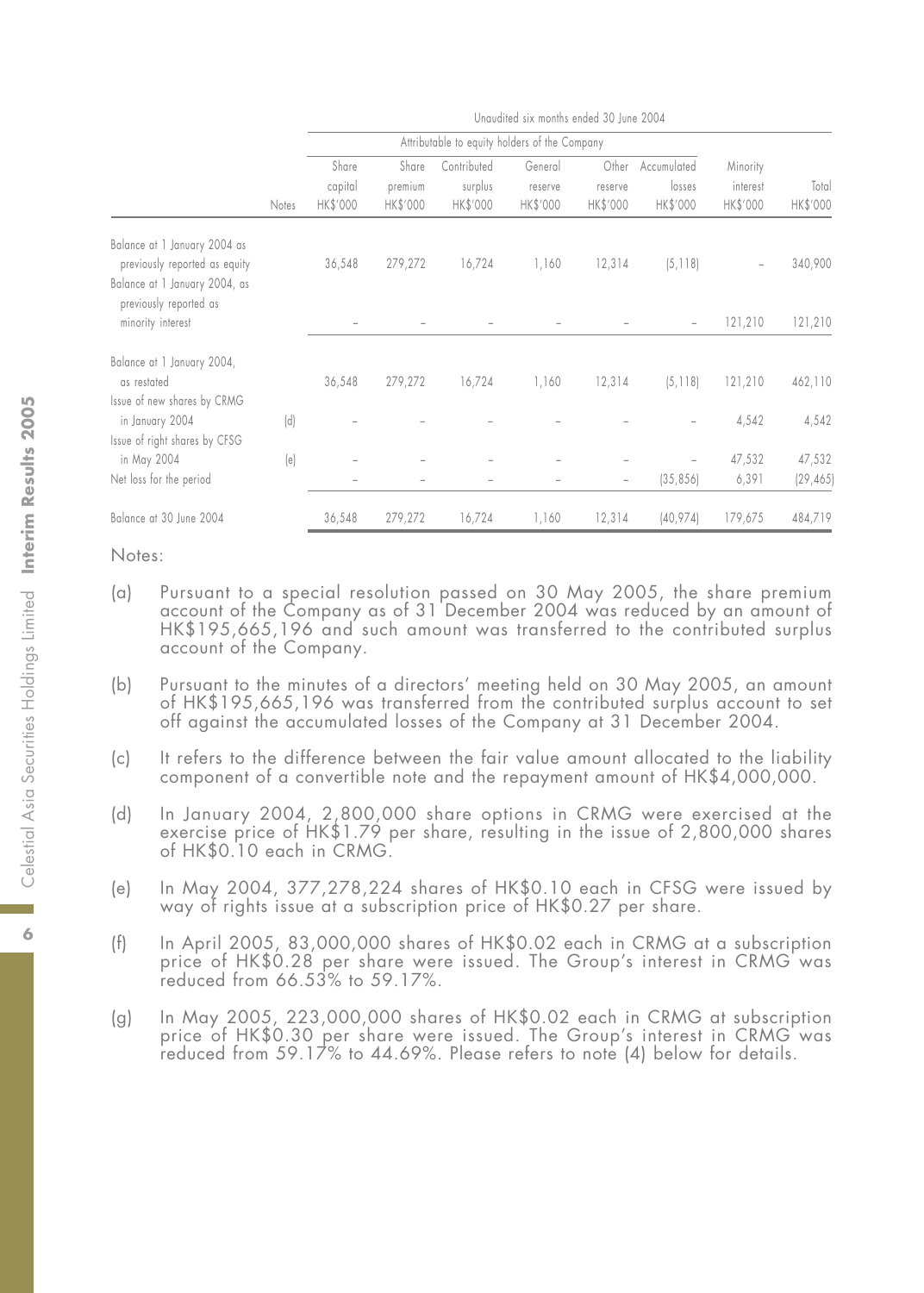| | | Unaudited six months ended 30 June 2004 | | | | | | | |
|---|---|---|---|---|---|---|---|---|---|
| | | Attributable to equity holders of the Company | | | | | | | |
| | Notes | Share capital HK$'000 | Share premium HK$'000 | Contributed surplus HK$'000 | General reserve HK$'000 | Other reserve HK$'000 | Accumulated losses HK$'000 | Minority interest HK$'000 | Total HK$'000 |
| Balance at 1 January 2004 as previously reported as equity | | 36,548 | 279,272 | 16,724 | 1,160 | 12,314 | (5,118) | – | 340,900 |
| Balance at 1 January 2004, as previously reported as minority interest | | – | – | – | – | – | – | 121,210 | 121,210 |
| Balance at 1 January 2004, as restated | | 36,548 | 279,272 | 16,724 | 1,160 | 12,314 | (5,118) | 121,210 | 462,110 |
| Issue of new shares by CRMG in January 2004 | (d) | – | – | – | – | – | – | 4,542 | 4,542 |
| Issue of right shares by CFSG in May 2004 | (e) | – | – | – | – | – | – | 47,532 | 47,532 |
| Net loss for the period | | – | – | – | – | – | (35,856) | 6,391 | (29,465) |
| Balance at 30 June 2004 | | 36,548 | 279,272 | 16,724 | 1,160 | 12,314 | (40,974) | 179,675 | 484,719 |

Notes:

(a) Pursuant to a special resolution passed on 30 May 2005, the share premium account of the Company as of 31 December 2004 was reduced by an amount of HK$195,665,196 and such amount was transferred to the contributed surplus account of the Company.

(b) Pursuant to the minutes of a directors' meeting held on 30 May 2005, an amount of HK$195,665,196 was transferred from the contributed surplus account to set off against the accumulated losses of the Company at 31 December 2004.

(c) It refers to the difference between the fair value amount allocated to the liability component of a convertible note and the repayment amount of HK$4,000,000.

(d) In January 2004, 2,800,000 share options in CRMG were exercised at the exercise price of HK$1.79 per share, resulting in the issue of 2,800,000 shares of HK$0.10 each in CRMG.

(e) In May 2004, 377,278,224 shares of HK$0.10 each in CFSG were issued by way of rights issue at a subscription price of HK$0.27 per share.

(f) In April 2005, 83,000,000 shares of HK$0.02 each in CRMG at a subscription price of HK$0.28 per share were issued. The Group's interest in CRMG was reduced from 66.53% to 59.17%.

(g) In May 2005, 223,000,000 shares of HK$0.02 each in CRMG at subscription price of HK$0.30 per share were issued. The Group's interest in CRMG was reduced from 59.17% to 44.69%. Please refers to note (4) below for details.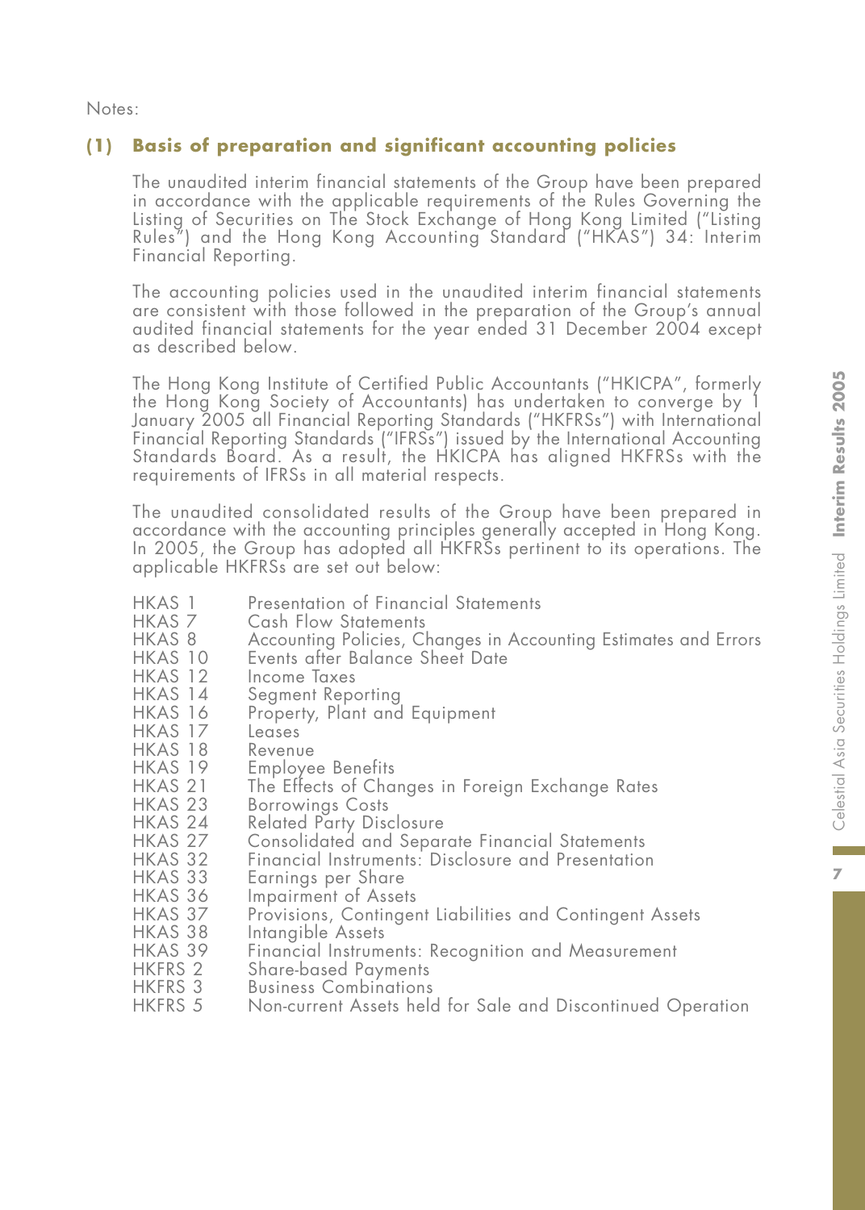Notes:

## (1) Basis of preparation and significant accounting policies

The unaudited interim financial statements of the Group have been prepared in accordance with the applicable requirements of the Rules Governing the Listing of Securities on The Stock Exchange of Hong Kong Limited ("Listing Rules") and the Hong Kong Accounting Standard ("HKAS") 34: Interim Financial Reporting.

The accounting policies used in the unaudited interim financial statements are consistent with those followed in the preparation of the Group's annual audited financial statements for the year ended 31 December 2004 except as described below.

The Hong Kong Institute of Certified Public Accountants ("HKICPA", formerly the Hong Kong Society of Accountants) has undertaken to converge by 1 January 2005 all Financial Reporting Standards ("HKFRSs") with International Financial Reporting Standards ("IFRSs") issued by the International Accounting Standards Board. As a result, the HKICPA has aligned HKFRSs with the requirements of IFRSs in all material respects.

The unaudited consolidated results of the Group have been prepared in accordance with the accounting principles generally accepted in Hong Kong. In 2005, the Group has adopted all HKFRSs pertinent to its operations. The applicable HKFRSs are set out below:

| | |
|---|---|
| HKAS 1 | Presentation of Financial Statements |
| HKAS 7 | Cash Flow Statements |
| HKAS 8 | Accounting Policies, Changes in Accounting Estimates and Errors |
| HKAS 10 | Events after Balance Sheet Date |
| HKAS 12 | Income Taxes |
| HKAS 14 | Segment Reporting |
| HKAS 16 | Property, Plant and Equipment |
| HKAS 17 | Leases |
| HKAS 18 | Revenue |
| HKAS 19 | Employee Benefits |
| HKAS 21 | The Effects of Changes in Foreign Exchange Rates |
| HKAS 23 | Borrowings Costs |
| HKAS 24 | Related Party Disclosure |
| HKAS 27 | Consolidated and Separate Financial Statements |
| HKAS 32 | Financial Instruments: Disclosure and Presentation |
| HKAS 33 | Earnings per Share |
| HKAS 36 | Impairment of Assets |
| HKAS 37 | Provisions, Contingent Liabilities and Contingent Assets |
| HKAS 38 | Intangible Assets |
| HKAS 39 | Financial Instruments: Recognition and Measurement |
| HKFRS 2 | Share-based Payments |
| HKFRS 3 | Business Combinations |
| HKFRS 5 | Non-current Assets held for Sale and Discontinued Operation |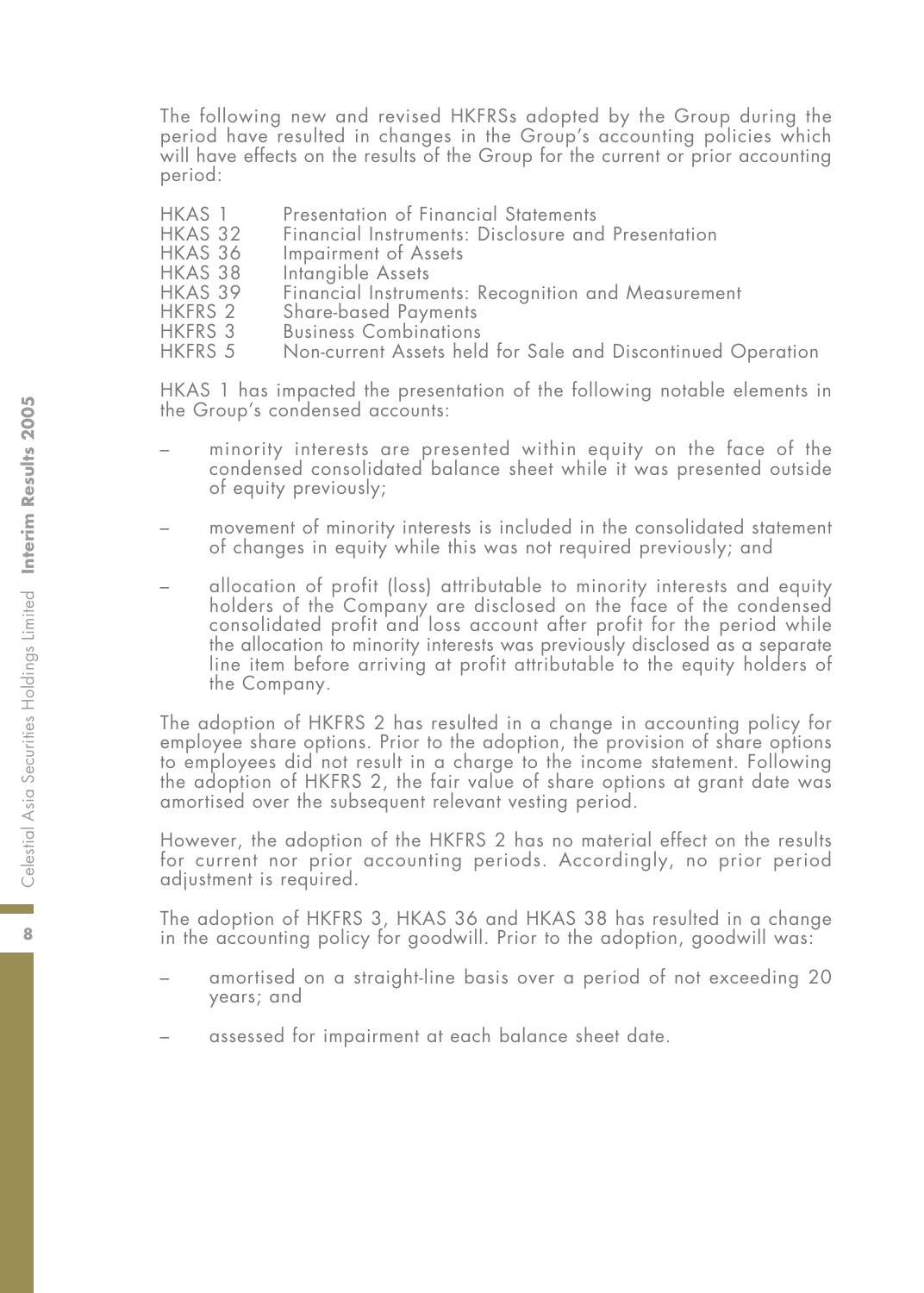The following new and revised HKFRSs adopted by the Group during the period have resulted in changes in the Group's accounting policies which will have effects on the results of the Group for the current or prior accounting period:

| | |
|---|---|
| HKAS 1 | Presentation of Financial Statements |
| HKAS 32 | Financial Instruments: Disclosure and Presentation |
| HKAS 36 | Impairment of Assets |
| HKAS 38 | Intangible Assets |
| HKAS 39 | Financial Instruments: Recognition and Measurement |
| HKFRS 2 | Share-based Payments |
| HKFRS 3 | Business Combinations |
| HKFRS 5 | Non-current Assets held for Sale and Discontinued Operation |

HKAS 1 has impacted the presentation of the following notable elements in the Group's condensed accounts:

– minority interests are presented within equity on the face of the condensed consolidated balance sheet while it was presented outside of equity previously;

– movement of minority interests is included in the consolidated statement of changes in equity while this was not required previously; and

– allocation of profit (loss) attributable to minority interests and equity holders of the Company are disclosed on the face of the condensed consolidated profit and loss account after profit for the period while the allocation to minority interests was previously disclosed as a separate line item before arriving at profit attributable to the equity holders of the Company.

The adoption of HKFRS 2 has resulted in a change in accounting policy for employee share options. Prior to the adoption, the provision of share options to employees did not result in a charge to the income statement. Following the adoption of HKFRS 2, the fair value of share options at grant date was amortised over the subsequent relevant vesting period.

However, the adoption of the HKFRS 2 has no material effect on the results for current nor prior accounting periods. Accordingly, no prior period adjustment is required.

The adoption of HKFRS 3, HKAS 36 and HKAS 38 has resulted in a change in the accounting policy for goodwill. Prior to the adoption, goodwill was:

– amortised on a straight-line basis over a period of not exceeding 20 years; and

– assessed for impairment at each balance sheet date.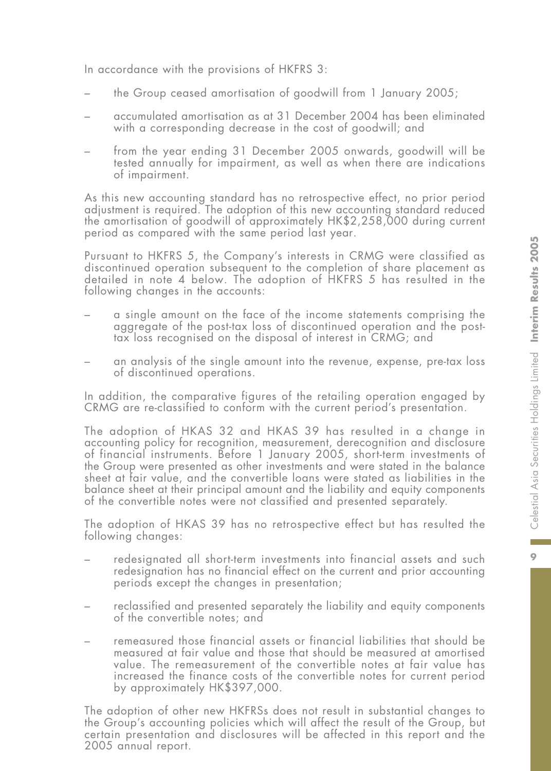In accordance with the provisions of HKFRS 3:

– the Group ceased amortisation of goodwill from 1 January 2005;

– accumulated amortisation as at 31 December 2004 has been eliminated with a corresponding decrease in the cost of goodwill; and

– from the year ending 31 December 2005 onwards, goodwill will be tested annually for impairment, as well as when there are indications of impairment.

As this new accounting standard has no retrospective effect, no prior period adjustment is required. The adoption of this new accounting standard reduced the amortisation of goodwill of approximately HK$2,258,000 during current period as compared with the same period last year.

Pursuant to HKFRS 5, the Company's interests in CRMG were classified as discontinued operation subsequent to the completion of share placement as detailed in note 4 below. The adoption of HKFRS 5 has resulted in the following changes in the accounts:

– a single amount on the face of the income statements comprising the aggregate of the post-tax loss of discontinued operation and the post-tax loss recognised on the disposal of interest in CRMG; and

– an analysis of the single amount into the revenue, expense, pre-tax loss of discontinued operations.

In addition, the comparative figures of the retailing operation engaged by CRMG are re-classified to conform with the current period's presentation.

The adoption of HKAS 32 and HKAS 39 has resulted in a change in accounting policy for recognition, measurement, derecognition and disclosure of financial instruments. Before 1 January 2005, short-term investments of the Group were presented as other investments and were stated in the balance sheet at fair value, and the convertible loans were stated as liabilities in the balance sheet at their principal amount and the liability and equity components of the convertible notes were not classified and presented separately.

The adoption of HKAS 39 has no retrospective effect but has resulted the following changes:

– redesignated all short-term investments into financial assets and such redesignation has no financial effect on the current and prior accounting periods except the changes in presentation;

– reclassified and presented separately the liability and equity components of the convertible notes; and

– remeasured those financial assets or financial liabilities that should be measured at fair value and those that should be measured at amortised value. The remeasurement of the convertible notes at fair value has increased the finance costs of the convertible notes for current period by approximately HK$397,000.

The adoption of other new HKFRSs does not result in substantial changes to the Group's accounting policies which will affect the result of the Group, but certain presentation and disclosures will be affected in this report and the 2005 annual report.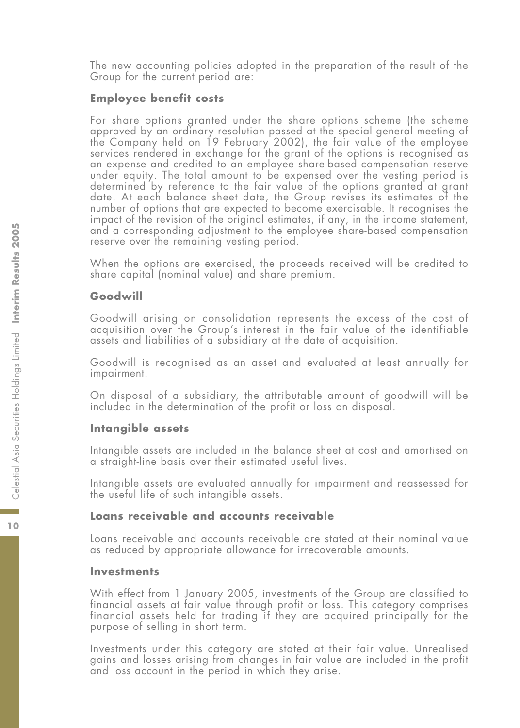The new accounting policies adopted in the preparation of the result of the Group for the current period are:

**Employee benefit costs**

For share options granted under the share options scheme (the scheme approved by an ordinary resolution passed at the special general meeting of the Company held on 19 February 2002), the fair value of the employee services rendered in exchange for the grant of the options is recognised as an expense and credited to an employee share-based compensation reserve under equity. The total amount to be expensed over the vesting period is determined by reference to the fair value of the options granted at grant date. At each balance sheet date, the Group revises its estimates of the number of options that are expected to become exercisable. It recognises the impact of the revision of the original estimates, if any, in the income statement, and a corresponding adjustment to the employee share-based compensation reserve over the remaining vesting period.

When the options are exercised, the proceeds received will be credited to share capital (nominal value) and share premium.

**Goodwill**

Goodwill arising on consolidation represents the excess of the cost of acquisition over the Group's interest in the fair value of the identifiable assets and liabilities of a subsidiary at the date of acquisition.

Goodwill is recognised as an asset and evaluated at least annually for impairment.

On disposal of a subsidiary, the attributable amount of goodwill will be included in the determination of the profit or loss on disposal.

**Intangible assets**

Intangible assets are included in the balance sheet at cost and amortised on a straight-line basis over their estimated useful lives.

Intangible assets are evaluated annually for impairment and reassessed for the useful life of such intangible assets.

**Loans receivable and accounts receivable**

Loans receivable and accounts receivable are stated at their nominal value as reduced by appropriate allowance for irrecoverable amounts.

**Investments**

With effect from 1 January 2005, investments of the Group are classified to financial assets at fair value through profit or loss. This category comprises financial assets held for trading if they are acquired principally for the purpose of selling in short term.

Investments under this category are stated at their fair value. Unrealised gains and losses arising from changes in fair value are included in the profit and loss account in the period in which they arise.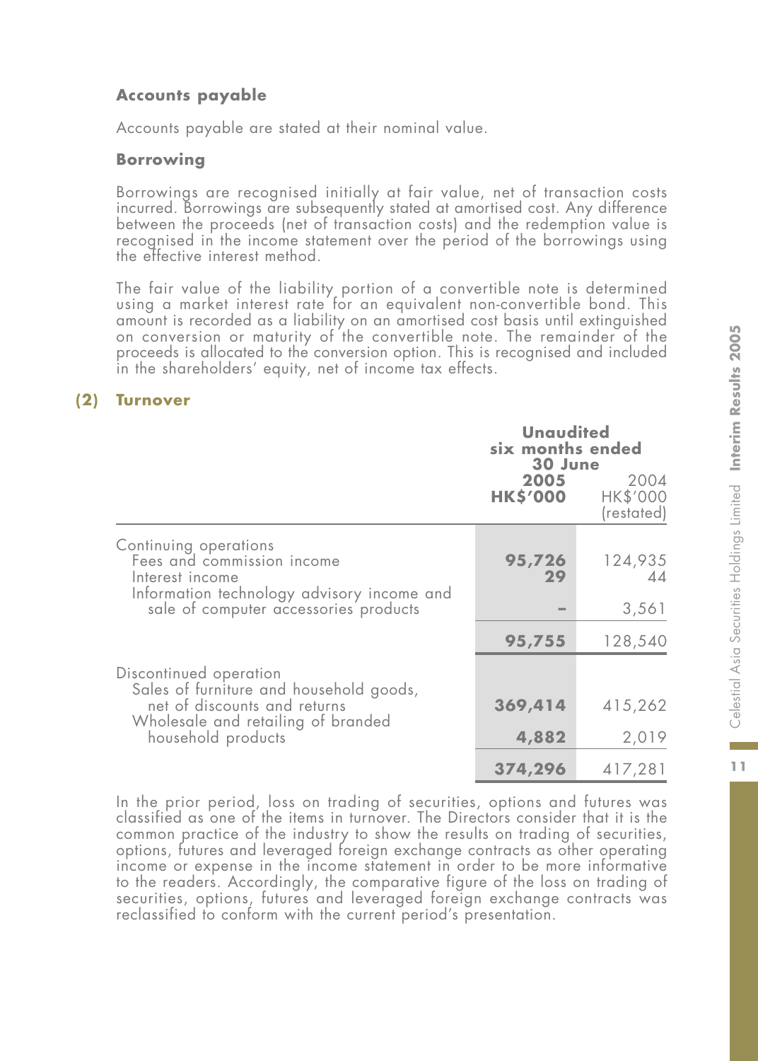### Accounts payable

Accounts payable are stated at their nominal value.

### Borrowing

Borrowings are recognised initially at fair value, net of transaction costs incurred. Borrowings are subsequently stated at amortised cost. Any difference between the proceeds (net of transaction costs) and the redemption value is recognised in the income statement over the period of the borrowings using the effective interest method.

The fair value of the liability portion of a convertible note is determined using a market interest rate for an equivalent non-convertible bond. This amount is recorded as a liability on an amortised cost basis until extinguished on conversion or maturity of the convertible note. The remainder of the proceeds is allocated to the conversion option. This is recognised and included in the shareholders' equity, net of income tax effects.

## (2) Turnover

| | Unaudited six months ended 30 June | |
|---|---|---|
| | **2005** **HK$'000** | 2004 HK$'000 (restated) |
| Continuing operations | | |
| Fees and commission income | **95,726** | 124,935 |
| Interest income | **29** | 44 |
| Information technology advisory income and sale of computer accessories products | **–** | 3,561 |
| | **95,755** | 128,540 |
| Discontinued operation | | |
| Sales of furniture and household goods, net of discounts and returns | **369,414** | 415,262 |
| Wholesale and retailing of branded household products | **4,882** | 2,019 |
| | **374,296** | 417,281 |

In the prior period, loss on trading of securities, options and futures was classified as one of the items in turnover. The Directors consider that it is the common practice of the industry to show the results on trading of securities, options, futures and leveraged foreign exchange contracts as other operating income or expense in the income statement in order to be more informative to the readers. Accordingly, the comparative figure of the loss on trading of securities, options, futures and leveraged foreign exchange contracts was reclassified to conform with the current period's presentation.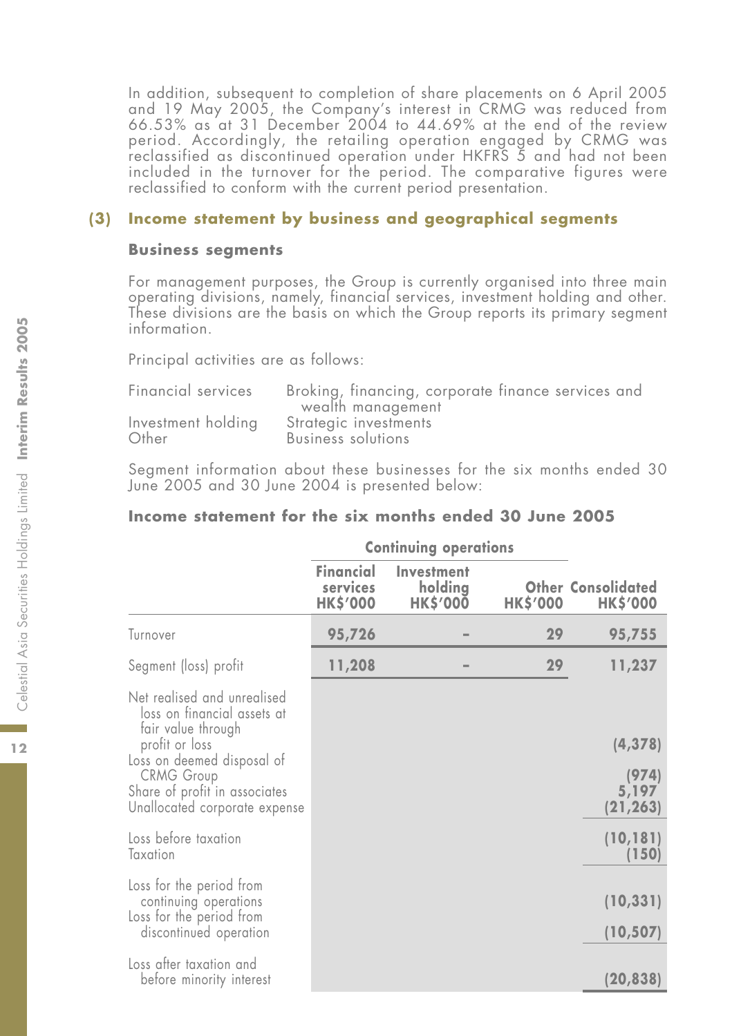In addition, subsequent to completion of share placements on 6 April 2005 and 19 May 2005, the Company's interest in CRMG was reduced from 66.53% as at 31 December 2004 to 44.69% at the end of the review period. Accordingly, the retailing operation engaged by CRMG was reclassified as discontinued operation under HKFRS 5 and had not been included in the turnover for the period. The comparative figures were reclassified to conform with the current period presentation.

## (3) Income statement by business and geographical segments

### Business segments

For management purposes, the Group is currently organised into three main operating divisions, namely, financial services, investment holding and other. These divisions are the basis on which the Group reports its primary segment information.

Principal activities are as follows:

| | |
|---|---|
| Financial services | Broking, financing, corporate finance services and wealth management |
| Investment holding | Strategic investments |
| Other | Business solutions |

Segment information about these businesses for the six months ended 30 June 2005 and 30 June 2004 is presented below:

### Income statement for the six months ended 30 June 2005

| | Continuing operations | | | |
|---|---|---|---|---|
| | Financial services HK$'000 | Investment holding HK$'000 | Other HK$'000 | Consolidated HK$'000 |
| Turnover | **95,726** | **–** | **29** | **95,755** |
| Segment (loss) profit | **11,208** | **–** | **29** | **11,237** |
| Net realised and unrealised loss on financial assets at fair value through profit or loss | | | | **(4,378)** |
| Loss on deemed disposal of CRMG Group | | | | **(974)** |
| Share of profit in associates | | | | **5,197** |
| Unallocated corporate expense | | | | **(21,263)** |
| Loss before taxation | | | | **(10,181)** |
| Taxation | | | | **(150)** |
| Loss for the period from continuing operations | | | | **(10,331)** |
| Loss for the period from discontinued operation | | | | **(10,507)** |
| Loss after taxation and before minority interest | | | | **(20,838)** |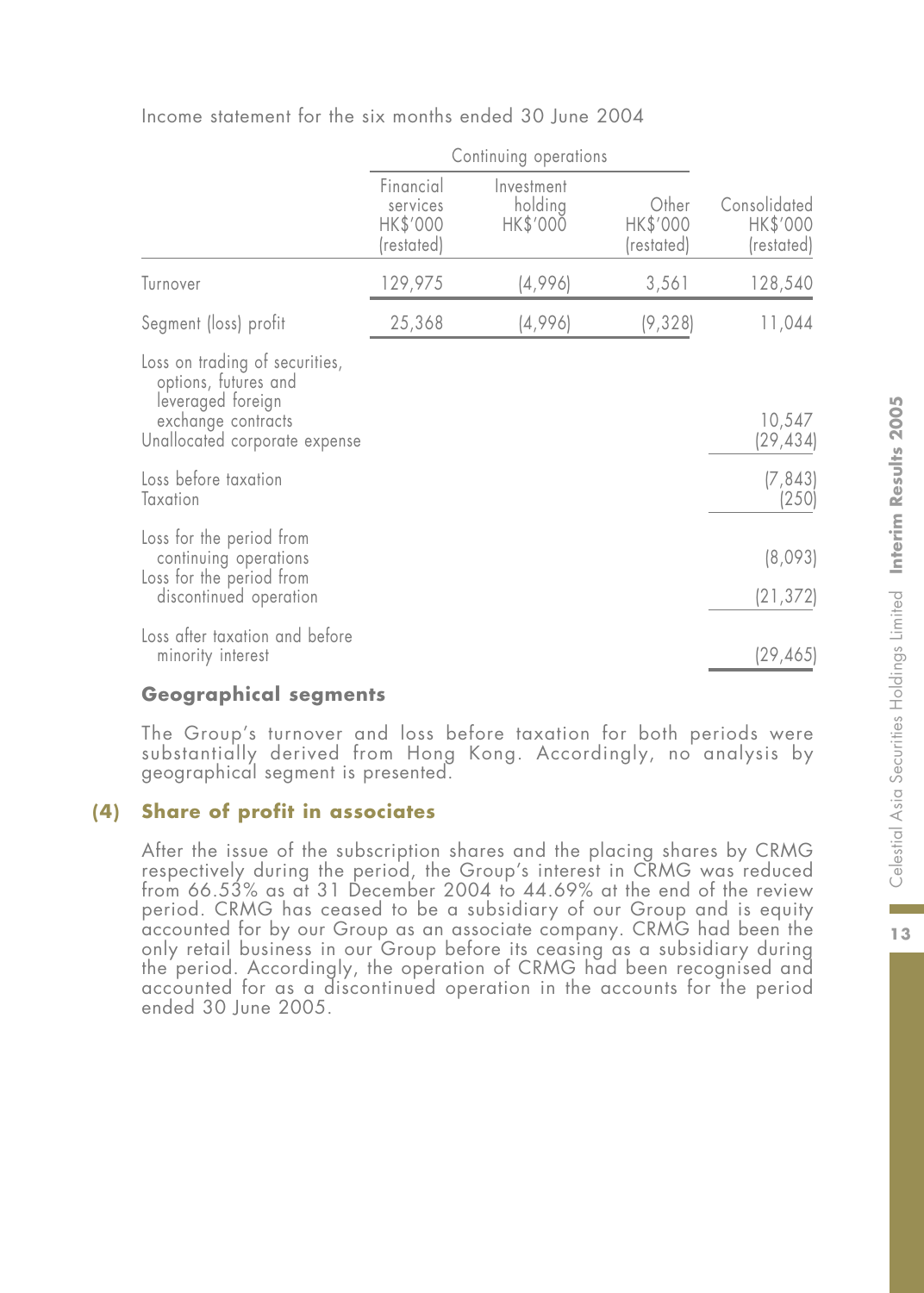Income statement for the six months ended 30 June 2004

| | Continuing operations | | | |
|---|---|---|---|---|
| | Financial services HK$'000 (restated) | Investment holding HK$'000 | Other HK$'000 (restated) | Consolidated HK$'000 (restated) |
| Turnover | 129,975 | (4,996) | 3,561 | 128,540 |
| Segment (loss) profit | 25,368 | (4,996) | (9,328) | 11,044 |
| Loss on trading of securities, options, futures and leveraged foreign exchange contracts | | | | 10,547 |
| Unallocated corporate expense | | | | (29,434) |
| Loss before taxation | | | | (7,843) |
| Taxation | | | | (250) |
| Loss for the period from continuing operations | | | | (8,093) |
| Loss for the period from discontinued operation | | | | (21,372) |
| Loss after taxation and before minority interest | | | | (29,465) |

### Geographical segments

The Group's turnover and loss before taxation for both periods were substantially derived from Hong Kong. Accordingly, no analysis by geographical segment is presented.

## (4) Share of profit in associates

After the issue of the subscription shares and the placing shares by CRMG respectively during the period, the Group's interest in CRMG was reduced from 66.53% as at 31 December 2004 to 44.69% at the end of the review period. CRMG has ceased to be a subsidiary of our Group and is equity accounted for by our Group as an associate company. CRMG had been the only retail business in our Group before its ceasing as a subsidiary during the period. Accordingly, the operation of CRMG had been recognised and accounted for as a discontinued operation in the accounts for the period ended 30 June 2005.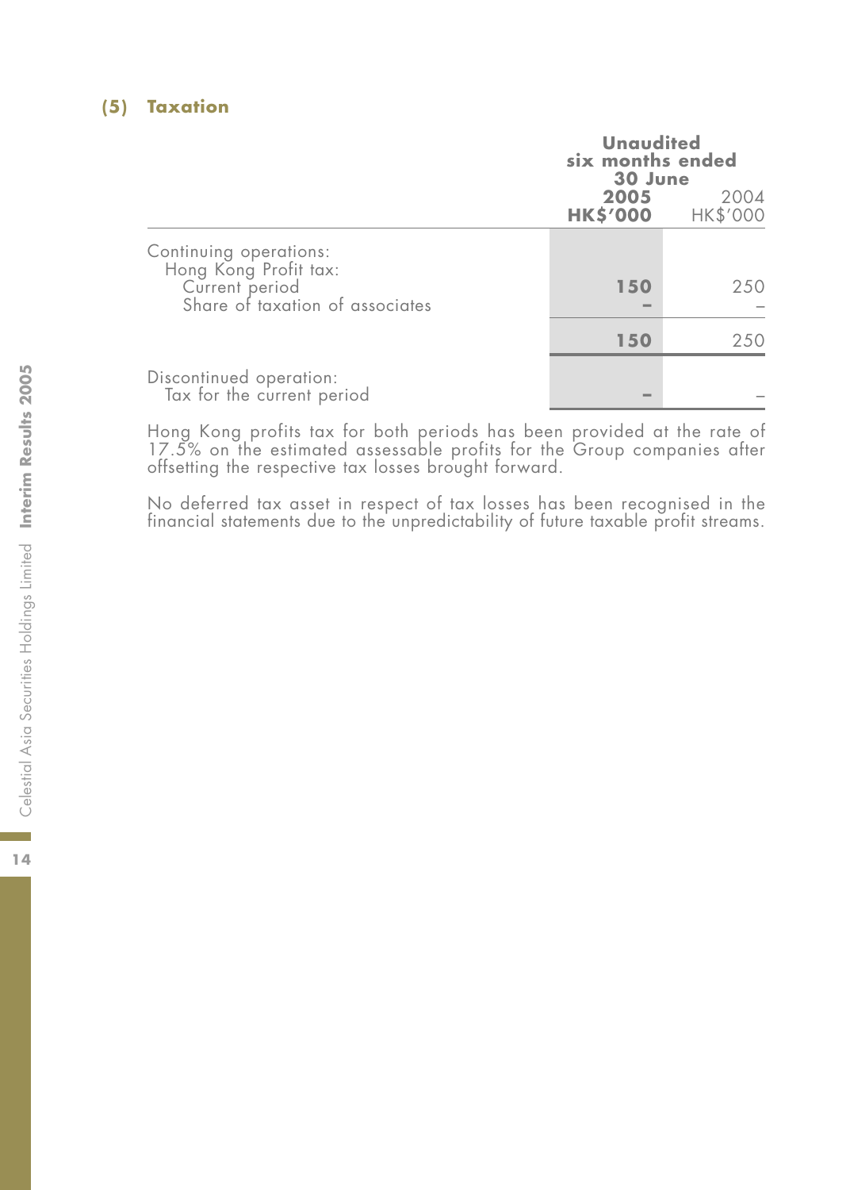### (5) Taxation

| | Unaudited six months ended 30 June | |
|---|---|---|
| | **2005** | 2004 |
| | **HK$'000** | HK$'000 |
| Continuing operations: | | |
| Hong Kong Profit tax: | | |
| Current period | **150** | 250 |
| Share of taxation of associates | **–** | – |
| | **150** | 250 |
| Discontinued operation: | | |
| Tax for the current period | **–** | – |

Hong Kong profits tax for both periods has been provided at the rate of 17.5% on the estimated assessable profits for the Group companies after offsetting the respective tax losses brought forward.

No deferred tax asset in respect of tax losses has been recognised in the financial statements due to the unpredictability of future taxable profit streams.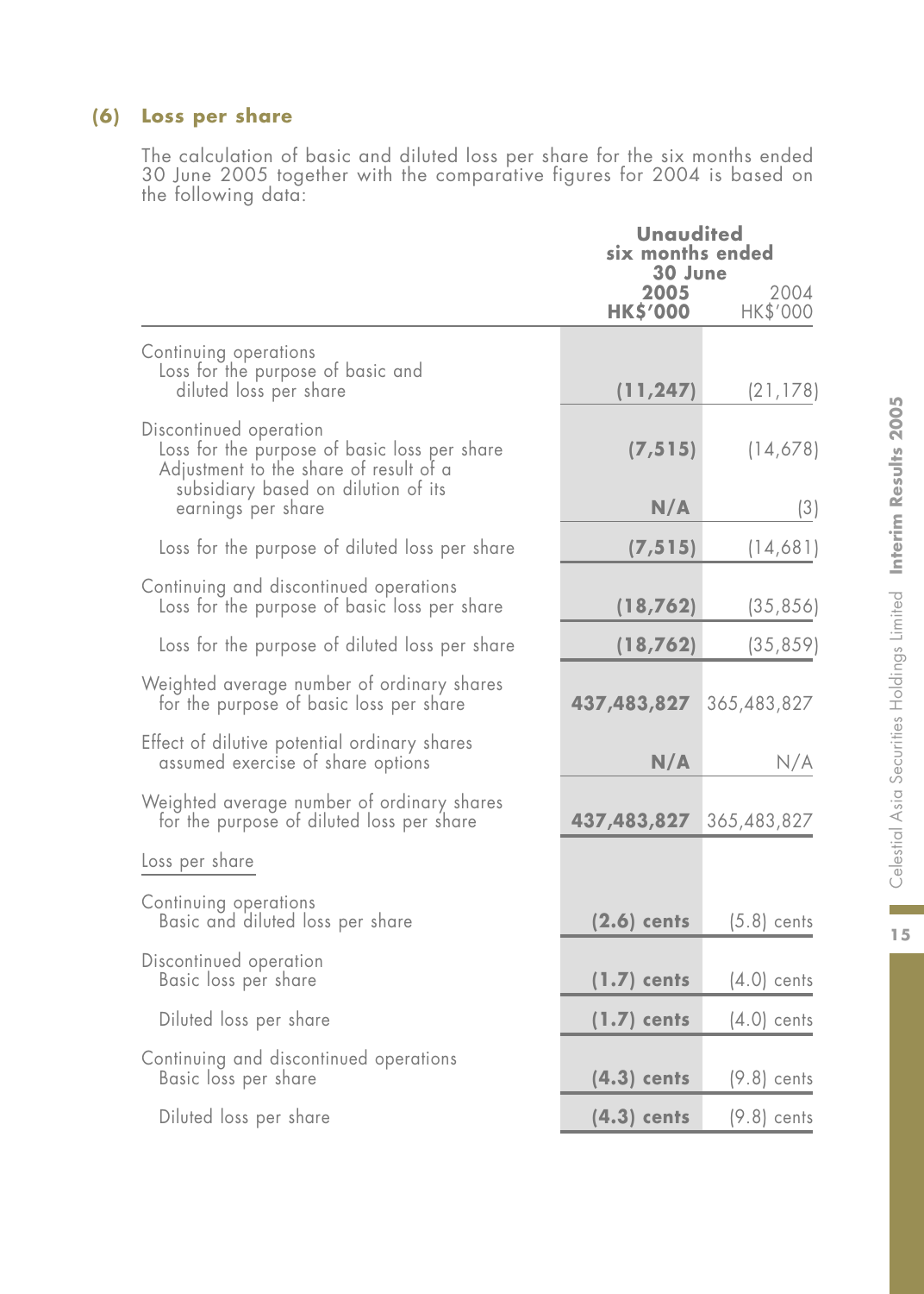## (6) Loss per share

The calculation of basic and diluted loss per share for the six months ended 30 June 2005 together with the comparative figures for 2004 is based on the following data:

| | **Unaudited six months ended 30 June 2005 HK$'000** | 2004 HK$'000 |
|---|---|---|
| Continuing operations | | |
| Loss for the purpose of basic and diluted loss per share | **(11,247)** | (21,178) |
| Discontinued operation | | |
| Loss for the purpose of basic loss per share | **(7,515)** | (14,678) |
| Adjustment to the share of result of a subsidiary based on dilution of its earnings per share | **N/A** | (3) |
| Loss for the purpose of diluted loss per share | **(7,515)** | (14,681) |
| Continuing and discontinued operations | | |
| Loss for the purpose of basic loss per share | **(18,762)** | (35,856) |
| Loss for the purpose of diluted loss per share | **(18,762)** | (35,859) |
| Weighted average number of ordinary shares for the purpose of basic loss per share | **437,483,827** | 365,483,827 |
| Effect of dilutive potential ordinary shares assumed exercise of share options | **N/A** | N/A |
| Weighted average number of ordinary shares for the purpose of diluted loss per share | **437,483,827** | 365,483,827 |
| Loss per share | | |
| Continuing operations | | |
| Basic and diluted loss per share | **(2.6) cents** | (5.8) cents |
| Discontinued operation | | |
| Basic loss per share | **(1.7) cents** | (4.0) cents |
| Diluted loss per share | **(1.7) cents** | (4.0) cents |
| Continuing and discontinued operations | | |
| Basic loss per share | **(4.3) cents** | (9.8) cents |
| Diluted loss per share | **(4.3) cents** | (9.8) cents |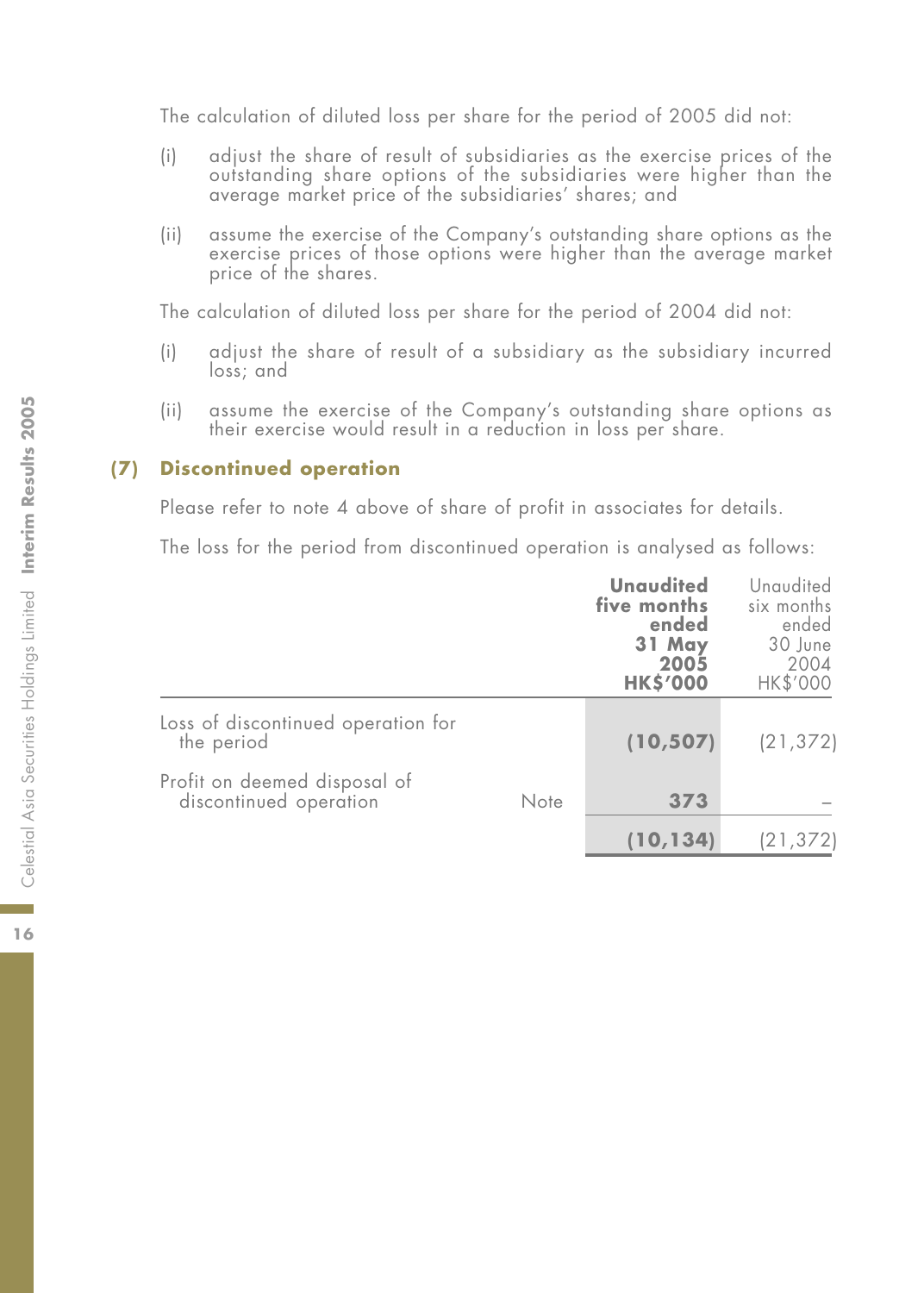The calculation of diluted loss per share for the period of 2005 did not:

(i) adjust the share of result of subsidiaries as the exercise prices of the outstanding share options of the subsidiaries were higher than the average market price of the subsidiaries' shares; and

(ii) assume the exercise of the Company's outstanding share options as the exercise prices of those options were higher than the average market price of the shares.

The calculation of diluted loss per share for the period of 2004 did not:

(i) adjust the share of result of a subsidiary as the subsidiary incurred loss; and

(ii) assume the exercise of the Company's outstanding share options as their exercise would result in a reduction in loss per share.

## (7) Discontinued operation

Please refer to note 4 above of share of profit in associates for details.

The loss for the period from discontinued operation is analysed as follows:

| | | **Unaudited five months ended 31 May 2005 HK$'000** | Unaudited six months ended 30 June 2004 HK$'000 |
|---|---|---|---|
| Loss of discontinued operation for the period | | **(10,507)** | (21,372) |
| Profit on deemed disposal of discontinued operation | Note | **373** | – |
| | | **(10,134)** | (21,372) |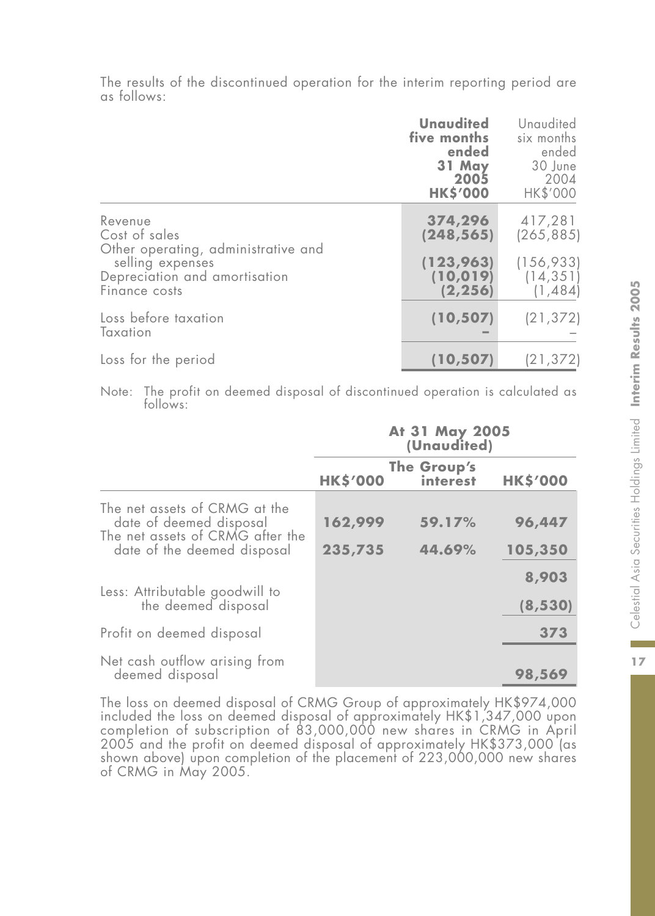The results of the discontinued operation for the interim reporting period are as follows:

| | **Unaudited five months ended 31 May 2005 HK$'000** | Unaudited six months ended 30 June 2004 HK$'000 |
|---|---|---|
| Revenue | **374,296** | 417,281 |
| Cost of sales | **(248,565)** | (265,885) |
| Other operating, administrative and selling expenses | **(123,963)** | (156,933) |
| Depreciation and amortisation | **(10,019)** | (14,351) |
| Finance costs | **(2,256)** | (1,484) |
| Loss before taxation | **(10,507)** | (21,372) |
| Taxation | **–** | – |
| Loss for the period | **(10,507)** | (21,372) |

Note: The profit on deemed disposal of discontinued operation is calculated as follows:

| | **At 31 May 2005 (Unaudited)** | | |
|---|---|---|---|
| | **HK$'000** | **The Group's interest** | **HK$'000** |
| The net assets of CRMG at the date of deemed disposal | **162,999** | **59.17%** | **96,447** |
| The net assets of CRMG after the date of the deemed disposal | **235,735** | **44.69%** | **105,350** |
| | | | **8,903** |
| Less: Attributable goodwill to the deemed disposal | | | **(8,530)** |
| Profit on deemed disposal | | | **373** |
| Net cash outflow arising from deemed disposal | | | **98,569** |

The loss on deemed disposal of CRMG Group of approximately HK$974,000 included the loss on deemed disposal of approximately HK$1,347,000 upon completion of subscription of 83,000,000 new shares in CRMG in April 2005 and the profit on deemed disposal of approximately HK$373,000 (as shown above) upon completion of the placement of 223,000,000 new shares of CRMG in May 2005.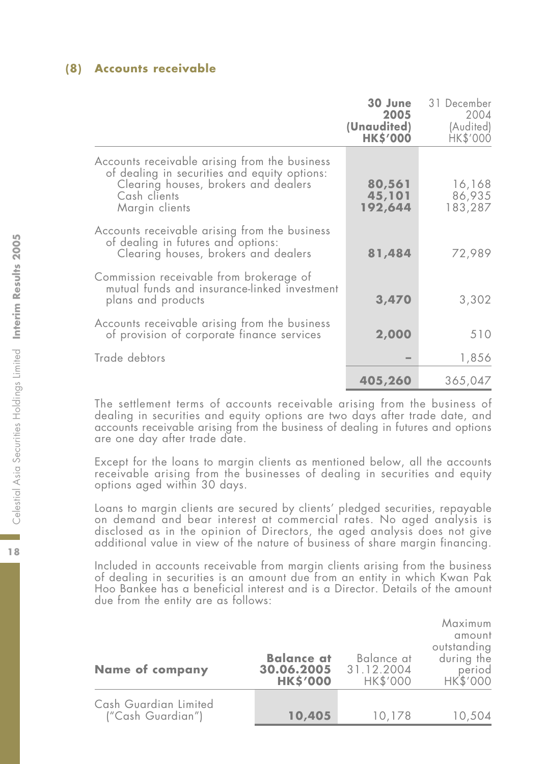## (8) Accounts receivable

| | **30 June 2005 (Unaudited) HK$'000** | 31 December 2004 (Audited) HK$'000 |
|---|---|---|
| Accounts receivable arising from the business of dealing in securities and equity options: | | |
| Clearing houses, brokers and dealers | **80,561** | 16,168 |
| Cash clients | **45,101** | 86,935 |
| Margin clients | **192,644** | 183,287 |
| Accounts receivable arising from the business of dealing in futures and options: | | |
| Clearing houses, brokers and dealers | **81,484** | 72,989 |
| Commission receivable from brokerage of mutual funds and insurance-linked investment plans and products | **3,470** | 3,302 |
| Accounts receivable arising from the business of provision of corporate finance services | **2,000** | 510 |
| Trade debtors | **–** | 1,856 |
| | **405,260** | 365,047 |

The settlement terms of accounts receivable arising from the business of dealing in securities and equity options are two days after trade date, and accounts receivable arising from the business of dealing in futures and options are one day after trade date.

Except for the loans to margin clients as mentioned below, all the accounts receivable arising from the businesses of dealing in securities and equity options aged within 30 days.

Loans to margin clients are secured by clients' pledged securities, repayable on demand and bear interest at commercial rates. No aged analysis is disclosed as in the opinion of Directors, the aged analysis does not give additional value in view of the nature of business of share margin financing.

Included in accounts receivable from margin clients arising from the business of dealing in securities is an amount due from an entity in which Kwan Pak Hoo Bankee has a beneficial interest and is a Director. Details of the amount due from the entity are as follows:

| **Name of company** | **Balance at 30.06.2005 HK$'000** | Balance at 31.12.2004 HK$'000 | Maximum amount outstanding during the period HK$'000 |
|---|---|---|---|
| Cash Guardian Limited ("Cash Guardian") | **10,405** | 10,178 | 10,504 |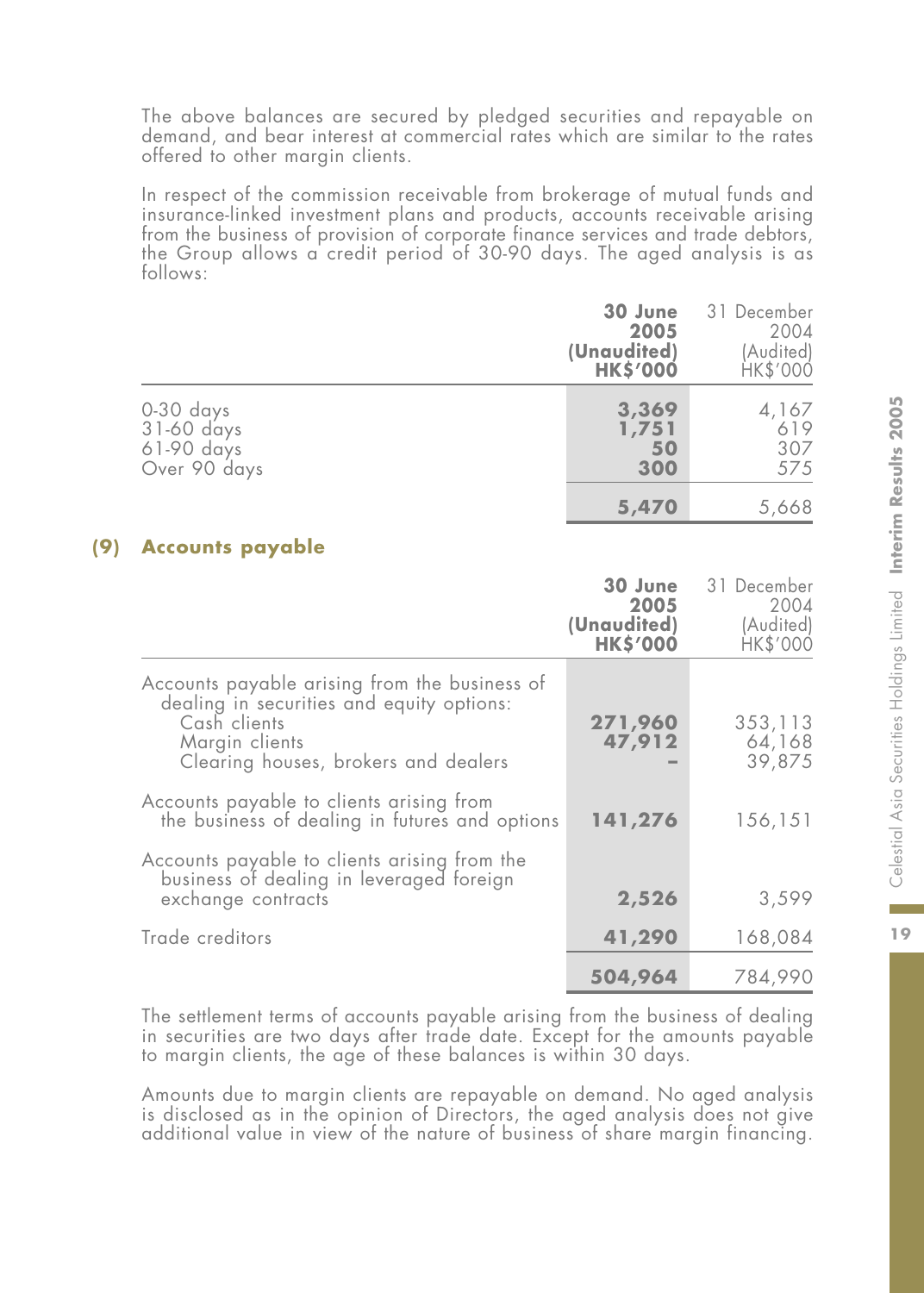The above balances are secured by pledged securities and repayable on demand, and bear interest at commercial rates which are similar to the rates offered to other margin clients.

In respect of the commission receivable from brokerage of mutual funds and insurance-linked investment plans and products, accounts receivable arising from the business of provision of corporate finance services and trade debtors, the Group allows a credit period of 30-90 days. The aged analysis is as follows:

| | **30 June 2005 (Unaudited) HK$'000** | 31 December 2004 (Audited) HK$'000 |
|---|---|---|
| 0-30 days | **3,369** | 4,167 |
| 31-60 days | **1,751** | 619 |
| 61-90 days | **50** | 307 |
| Over 90 days | **300** | 575 |
| | **5,470** | 5,668 |

## (9) Accounts payable

| | **30 June 2005 (Unaudited) HK$'000** | 31 December 2004 (Audited) HK$'000 |
|---|---|---|
| Accounts payable arising from the business of dealing in securities and equity options: | | |
| Cash clients | **271,960** | 353,113 |
| Margin clients | **47,912** | 64,168 |
| Clearing houses, brokers and dealers | **–** | 39,875 |
| Accounts payable to clients arising from the business of dealing in futures and options | **141,276** | 156,151 |
| Accounts payable to clients arising from the business of dealing in leveraged foreign exchange contracts | **2,526** | 3,599 |
| Trade creditors | **41,290** | 168,084 |
| | **504,964** | 784,990 |

The settlement terms of accounts payable arising from the business of dealing in securities are two days after trade date. Except for the amounts payable to margin clients, the age of these balances is within 30 days.

Amounts due to margin clients are repayable on demand. No aged analysis is disclosed as in the opinion of Directors, the aged analysis does not give additional value in view of the nature of business of share margin financing.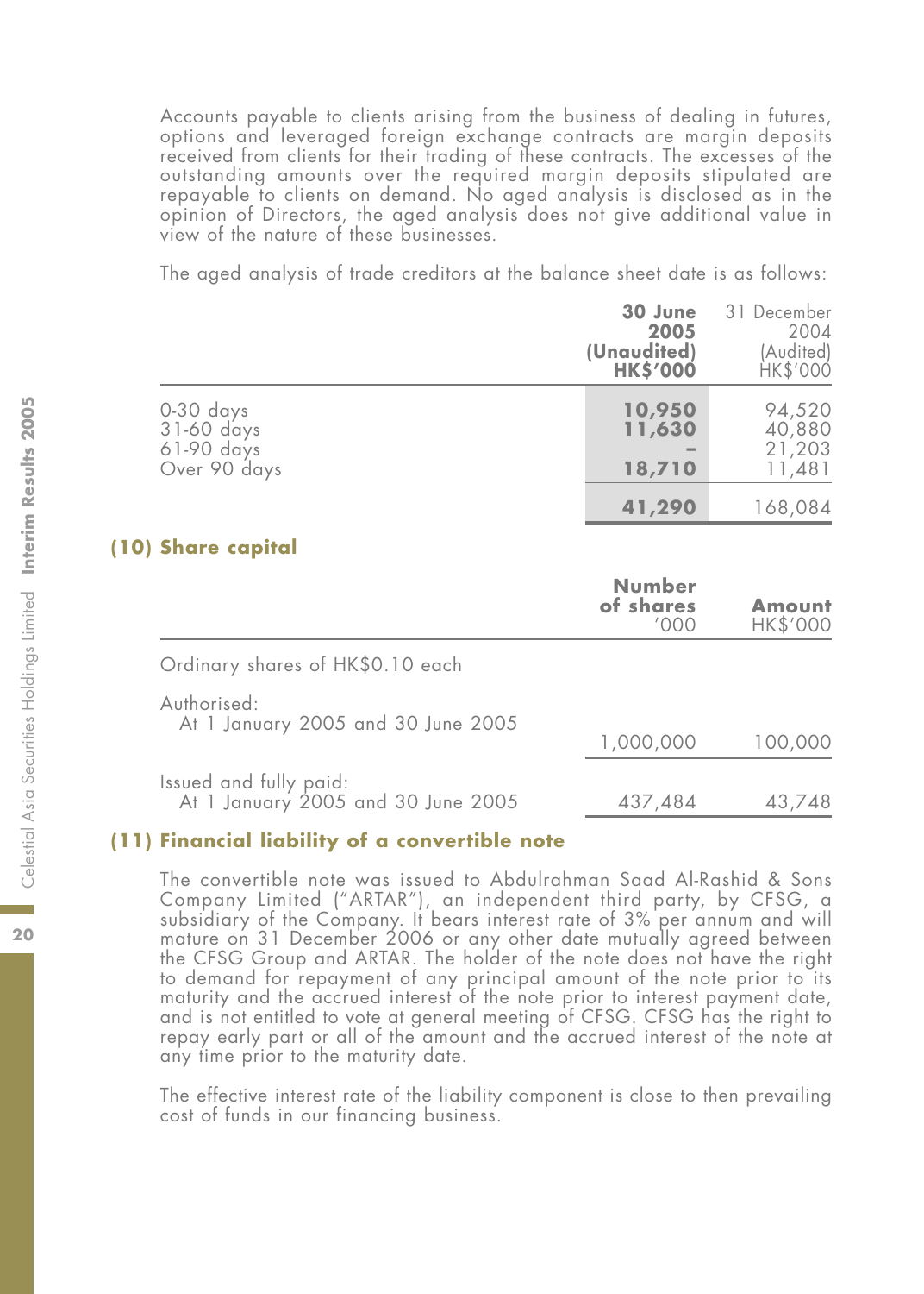Accounts payable to clients arising from the business of dealing in futures, options and leveraged foreign exchange contracts are margin deposits received from clients for their trading of these contracts. The excesses of the outstanding amounts over the required margin deposits stipulated are repayable to clients on demand. No aged analysis is disclosed as in the opinion of Directors, the aged analysis does not give additional value in view of the nature of these businesses.

The aged analysis of trade creditors at the balance sheet date is as follows:

| | **30 June 2005 (Unaudited) HK$'000** | 31 December 2004 (Audited) HK$'000 |
|---|---|---|
| 0-30 days | **10,950** | 94,520 |
| 31-60 days | **11,630** | 40,880 |
| 61-90 days | **–** | 21,203 |
| Over 90 days | **18,710** | 11,481 |
| | **41,290** | 168,084 |

## (10) Share capital

| | **Number of shares** '000 | **Amount** HK$'000 |
|---|---|---|
| Ordinary shares of HK$0.10 each | | |
| Authorised: At 1 January 2005 and 30 June 2005 | 1,000,000 | 100,000 |
| Issued and fully paid: At 1 January 2005 and 30 June 2005 | 437,484 | 43,748 |

## (11) Financial liability of a convertible note

The convertible note was issued to Abdulrahman Saad Al-Rashid & Sons Company Limited ("ARTAR"), an independent third party, by CFSG, a subsidiary of the Company. It bears interest rate of 3% per annum and will mature on 31 December 2006 or any other date mutually agreed between the CFSG Group and ARTAR. The holder of the note does not have the right to demand for repayment of any principal amount of the note prior to its maturity and the accrued interest of the note prior to interest payment date, and is not entitled to vote at general meeting of CFSG. CFSG has the right to repay early part or all of the amount and the accrued interest of the note at any time prior to the maturity date.

The effective interest rate of the liability component is close to then prevailing cost of funds in our financing business.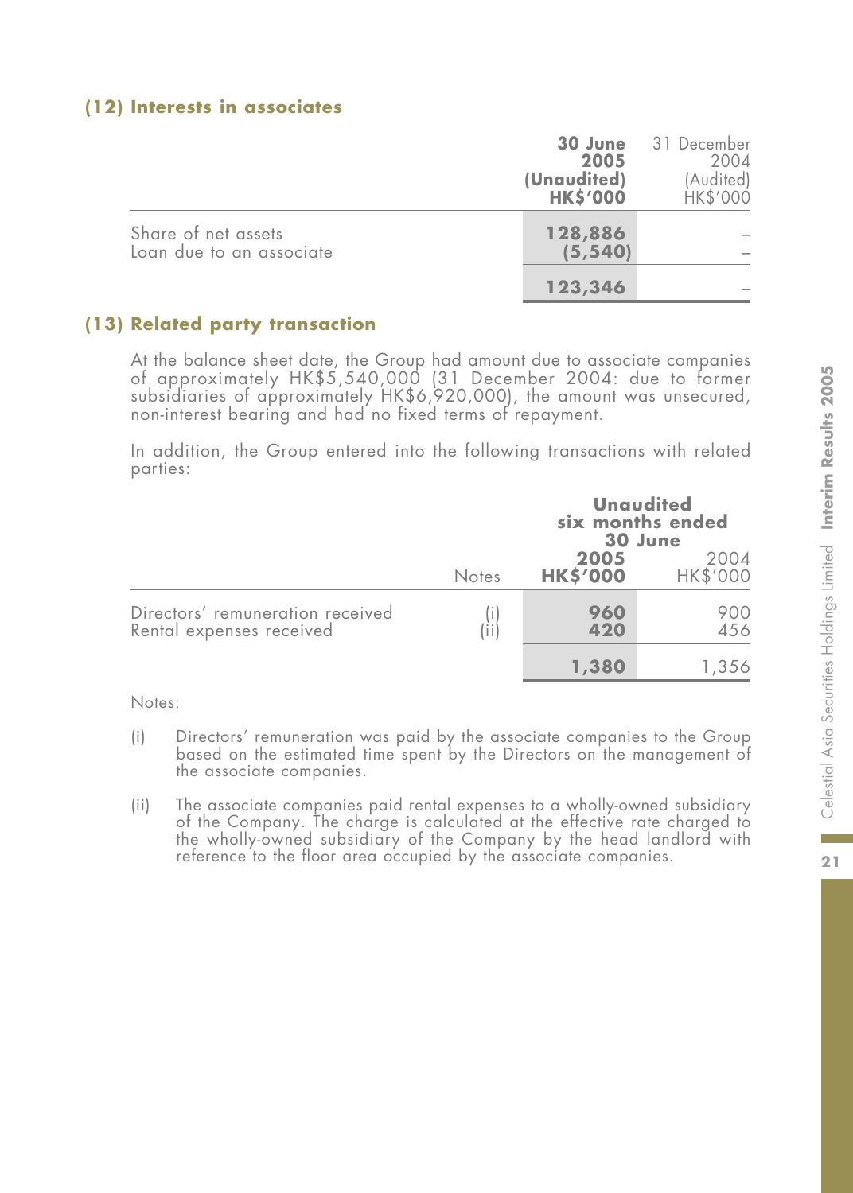## (12) Interests in associates

| | **30 June 2005 (Unaudited) HK$'000** | 31 December 2004 (Audited) HK$'000 |
|---|---|---|
| Share of net assets | **128,886** | – |
| Loan due to an associate | **(5,540)** | – |
| | **123,346** | – |

## (13) Related party transaction

At the balance sheet date, the Group had amount due to associate companies of approximately HK$5,540,000 (31 December 2004: due to former subsidiaries of approximately HK$6,920,000), the amount was unsecured, non-interest bearing and had no fixed terms of repayment.

In addition, the Group entered into the following transactions with related parties:

| | Notes | **Unaudited six months ended 30 June 2005 HK$'000** | 2004 HK$'000 |
|---|---|---|---|
| Directors' remuneration received | (i) | **960** | 900 |
| Rental expenses received | (ii) | **420** | 456 |
| | | **1,380** | 1,356 |

Notes:

(i) Directors' remuneration was paid by the associate companies to the Group based on the estimated time spent by the Directors on the management of the associate companies.

(ii) The associate companies paid rental expenses to a wholly-owned subsidiary of the Company. The charge is calculated at the effective rate charged to the wholly-owned subsidiary of the Company by the head landlord with reference to the floor area occupied by the associate companies.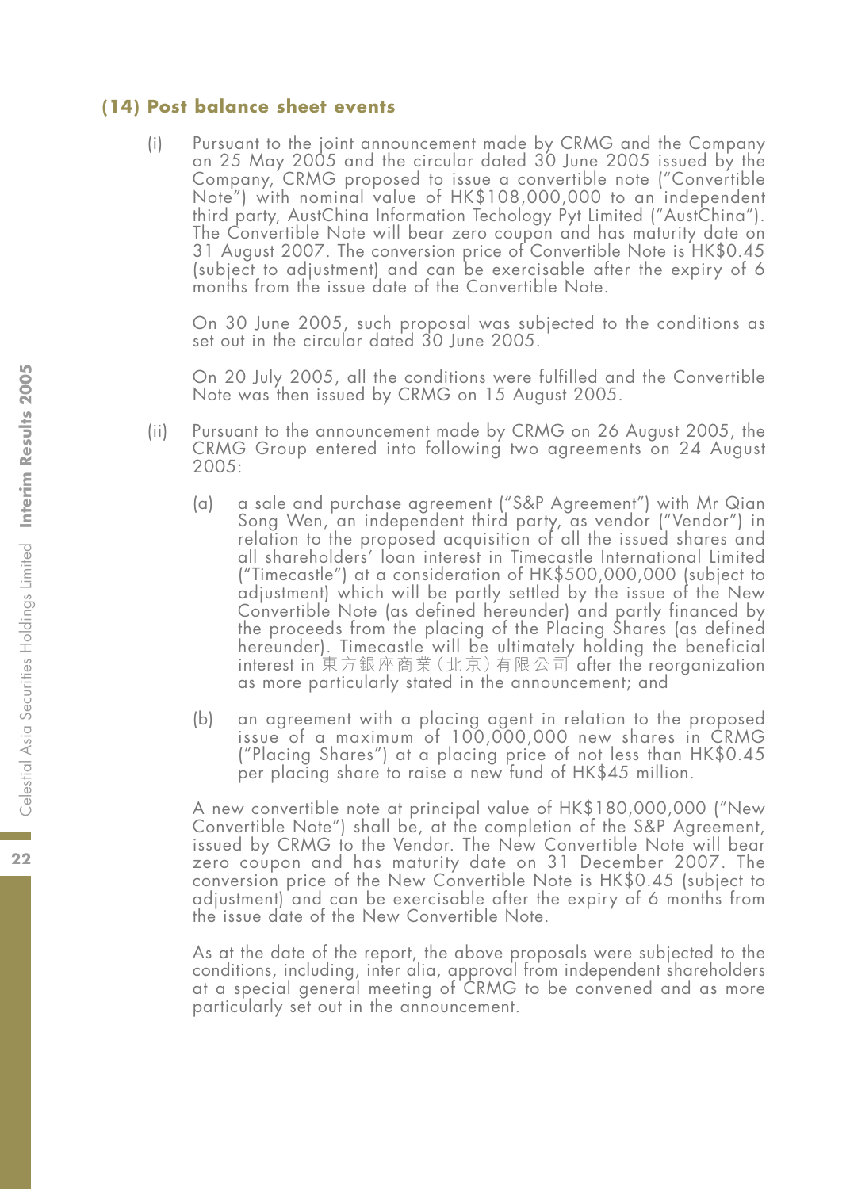### (14) Post balance sheet events

(i) Pursuant to the joint announcement made by CRMG and the Company on 25 May 2005 and the circular dated 30 June 2005 issued by the Company, CRMG proposed to issue a convertible note ("Convertible Note") with nominal value of HK$108,000,000 to an independent third party, AustChina Information Techology Pyt Limited ("AustChina"). The Convertible Note will bear zero coupon and has maturity date on 31 August 2007. The conversion price of Convertible Note is HK$0.45 (subject to adjustment) and can be exercisable after the expiry of 6 months from the issue date of the Convertible Note.

On 30 June 2005, such proposal was subjected to the conditions as set out in the circular dated 30 June 2005.

On 20 July 2005, all the conditions were fulfilled and the Convertible Note was then issued by CRMG on 15 August 2005.

(ii) Pursuant to the announcement made by CRMG on 26 August 2005, the CRMG Group entered into following two agreements on 24 August 2005:

(a) a sale and purchase agreement ("S&P Agreement") with Mr Qian Song Wen, an independent third party, as vendor ("Vendor") in relation to the proposed acquisition of all the issued shares and all shareholders' loan interest in Timecastle International Limited ("Timecastle") at a consideration of HK$500,000,000 (subject to adjustment) which will be partly settled by the issue of the New Convertible Note (as defined hereunder) and partly financed by the proceeds from the placing of the Placing Shares (as defined hereunder). Timecastle will be ultimately holding the beneficial interest in 東方銀座商業(北京)有限公司 after the reorganization as more particularly stated in the announcement; and

(b) an agreement with a placing agent in relation to the proposed issue of a maximum of 100,000,000 new shares in CRMG ("Placing Shares") at a placing price of not less than HK$0.45 per placing share to raise a new fund of HK$45 million.

A new convertible note at principal value of HK$180,000,000 ("New Convertible Note") shall be, at the completion of the S&P Agreement, issued by CRMG to the Vendor. The New Convertible Note will bear zero coupon and has maturity date on 31 December 2007. The conversion price of the New Convertible Note is HK$0.45 (subject to adjustment) and can be exercisable after the expiry of 6 months from the issue date of the New Convertible Note.

As at the date of the report, the above proposals were subjected to the conditions, including, inter alia, approval from independent shareholders at a special general meeting of CRMG to be convened and as more particularly set out in the announcement.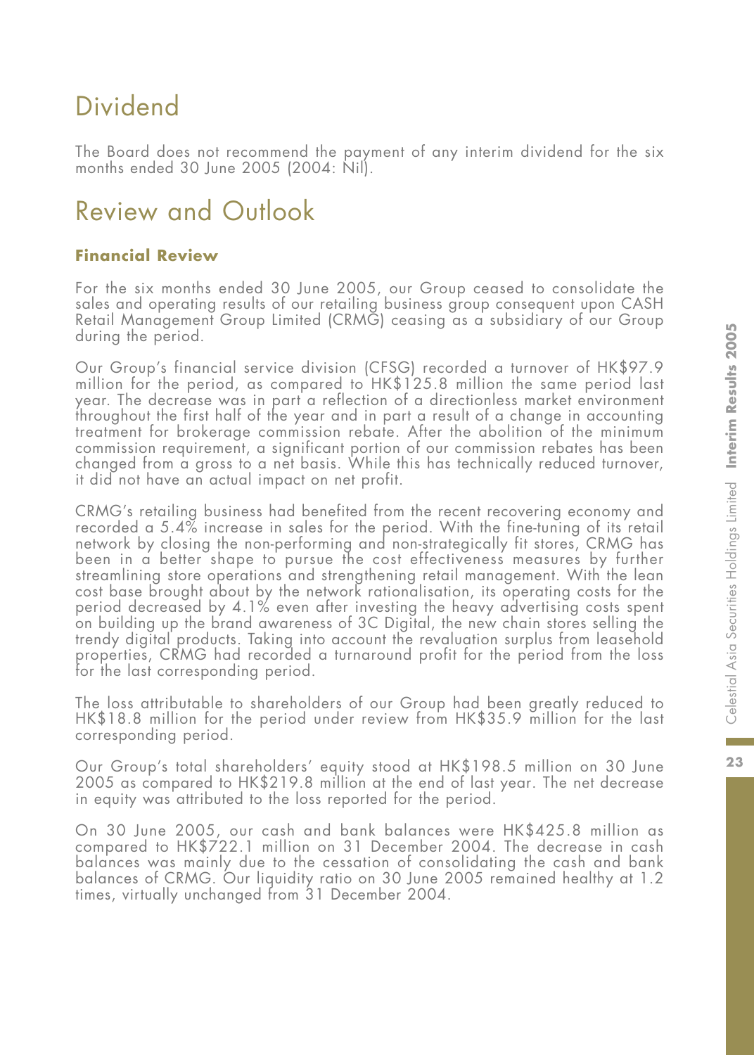## Dividend

The Board does not recommend the payment of any interim dividend for the six months ended 30 June 2005 (2004: Nil).

## Review and Outlook

### Financial Review

For the six months ended 30 June 2005, our Group ceased to consolidate the sales and operating results of our retailing business group consequent upon CASH Retail Management Group Limited (CRMG) ceasing as a subsidiary of our Group during the period.

Our Group's financial service division (CFSG) recorded a turnover of HK$97.9 million for the period, as compared to HK$125.8 million the same period last year. The decrease was in part a reflection of a directionless market environment throughout the first half of the year and in part a result of a change in accounting treatment for brokerage commission rebate. After the abolition of the minimum commission requirement, a significant portion of our commission rebates has been changed from a gross to a net basis. While this has technically reduced turnover, it did not have an actual impact on net profit.

CRMG's retailing business had benefited from the recent recovering economy and recorded a 5.4% increase in sales for the period. With the fine-tuning of its retail network by closing the non-performing and non-strategically fit stores, CRMG has been in a better shape to pursue the cost effectiveness measures by further streamlining store operations and strengthening retail management. With the lean cost base brought about by the network rationalisation, its operating costs for the period decreased by 4.1% even after investing the heavy advertising costs spent on building up the brand awareness of 3C Digital, the new chain stores selling the trendy digital products. Taking into account the revaluation surplus from leasehold properties, CRMG had recorded a turnaround profit for the period from the loss for the last corresponding period.

The loss attributable to shareholders of our Group had been greatly reduced to HK$18.8 million for the period under review from HK$35.9 million for the last corresponding period.

Our Group's total shareholders' equity stood at HK$198.5 million on 30 June 2005 as compared to HK$219.8 million at the end of last year. The net decrease in equity was attributed to the loss reported for the period.

On 30 June 2005, our cash and bank balances were HK$425.8 million as compared to HK$722.1 million on 31 December 2004. The decrease in cash balances was mainly due to the cessation of consolidating the cash and bank balances of CRMG. Our liquidity ratio on 30 June 2005 remained healthy at 1.2 times, virtually unchanged from 31 December 2004.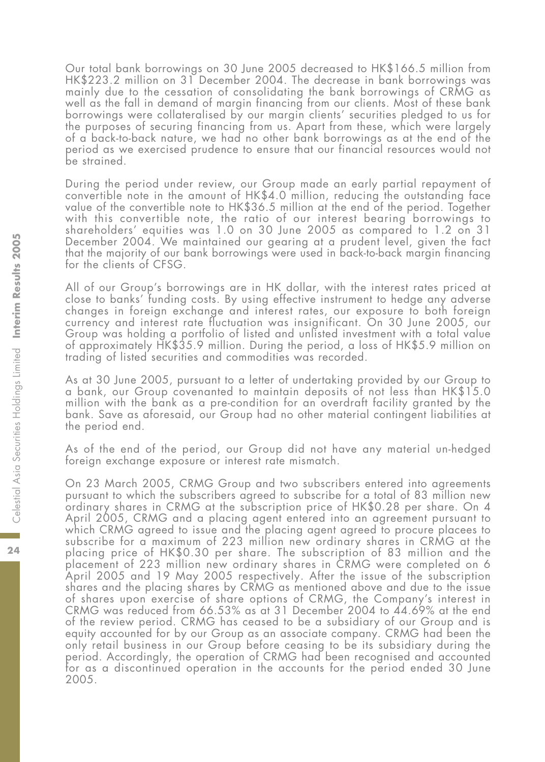Our total bank borrowings on 30 June 2005 decreased to HK$166.5 million from HK$223.2 million on 31 December 2004. The decrease in bank borrowings was mainly due to the cessation of consolidating the bank borrowings of CRMG as well as the fall in demand of margin financing from our clients. Most of these bank borrowings were collateralised by our margin clients' securities pledged to us for the purposes of securing financing from us. Apart from these, which were largely of a back-to-back nature, we had no other bank borrowings as at the end of the period as we exercised prudence to ensure that our financial resources would not be strained.

During the period under review, our Group made an early partial repayment of convertible note in the amount of HK$4.0 million, reducing the outstanding face value of the convertible note to HK$36.5 million at the end of the period. Together with this convertible note, the ratio of our interest bearing borrowings to shareholders' equities was 1.0 on 30 June 2005 as compared to 1.2 on 31 December 2004. We maintained our gearing at a prudent level, given the fact that the majority of our bank borrowings were used in back-to-back margin financing for the clients of CFSG.

All of our Group's borrowings are in HK dollar, with the interest rates priced at close to banks' funding costs. By using effective instrument to hedge any adverse changes in foreign exchange and interest rates, our exposure to both foreign currency and interest rate fluctuation was insignificant. On 30 June 2005, our Group was holding a portfolio of listed and unlisted investment with a total value of approximately HK$35.9 million. During the period, a loss of HK$5.9 million on trading of listed securities and commodities was recorded.

As at 30 June 2005, pursuant to a letter of undertaking provided by our Group to a bank, our Group covenanted to maintain deposits of not less than HK$15.0 million with the bank as a pre-condition for an overdraft facility granted by the bank. Save as aforesaid, our Group had no other material contingent liabilities at the period end.

As of the end of the period, our Group did not have any material un-hedged foreign exchange exposure or interest rate mismatch.

On 23 March 2005, CRMG Group and two subscribers entered into agreements pursuant to which the subscribers agreed to subscribe for a total of 83 million new ordinary shares in CRMG at the subscription price of HK$0.28 per share. On 4 April 2005, CRMG and a placing agent entered into an agreement pursuant to which CRMG agreed to issue and the placing agent agreed to procure placees to subscribe for a maximum of 223 million new ordinary shares in CRMG at the placing price of HK$0.30 per share. The subscription of 83 million and the placement of 223 million new ordinary shares in CRMG were completed on 6 April 2005 and 19 May 2005 respectively. After the issue of the subscription shares and the placing shares by CRMG as mentioned above and due to the issue of shares upon exercise of share options of CRMG, the Company's interest in CRMG was reduced from 66.53% as at 31 December 2004 to 44.69% at the end of the review period. CRMG has ceased to be a subsidiary of our Group and is equity accounted for by our Group as an associate company. CRMG had been the only retail business in our Group before ceasing to be its subsidiary during the period. Accordingly, the operation of CRMG had been recognised and accounted for as a discontinued operation in the accounts for the period ended 30 June 2005.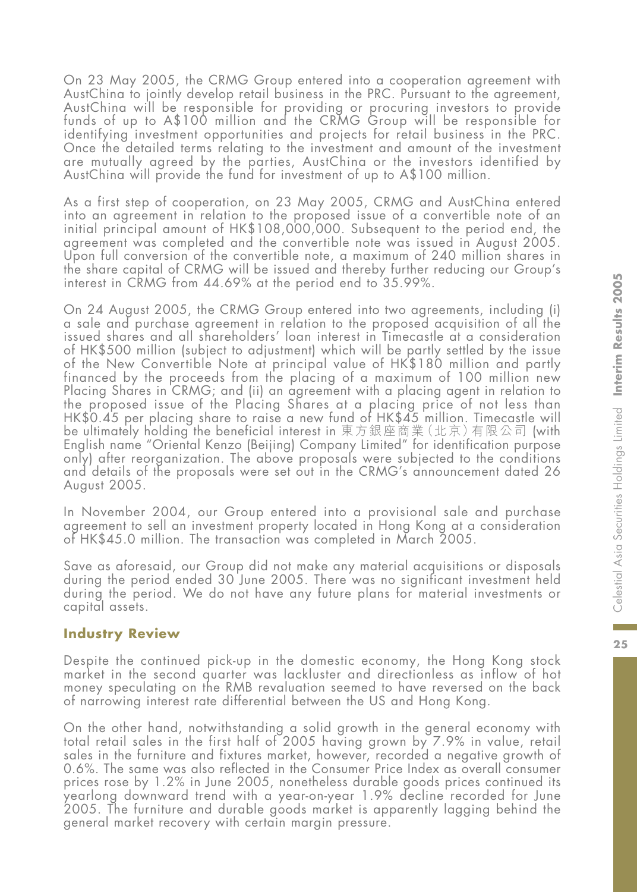On 23 May 2005, the CRMG Group entered into a cooperation agreement with AustChina to jointly develop retail business in the PRC. Pursuant to the agreement, AustChina will be responsible for providing or procuring investors to provide funds of up to A$100 million and the CRMG Group will be responsible for identifying investment opportunities and projects for retail business in the PRC. Once the detailed terms relating to the investment and amount of the investment are mutually agreed by the parties, AustChina or the investors identified by AustChina will provide the fund for investment of up to A$100 million.

As a first step of cooperation, on 23 May 2005, CRMG and AustChina entered into an agreement in relation to the proposed issue of a convertible note of an initial principal amount of HK$108,000,000. Subsequent to the period end, the agreement was completed and the convertible note was issued in August 2005. Upon full conversion of the convertible note, a maximum of 240 million shares in the share capital of CRMG will be issued and thereby further reducing our Group's interest in CRMG from 44.69% at the period end to 35.99%.

On 24 August 2005, the CRMG Group entered into two agreements, including (i) a sale and purchase agreement in relation to the proposed acquisition of all the issued shares and all shareholders' loan interest in Timecastle at a consideration of HK$500 million (subject to adjustment) which will be partly settled by the issue of the New Convertible Note at principal value of HK$180 million and partly financed by the proceeds from the placing of a maximum of 100 million new Placing Shares in CRMG; and (ii) an agreement with a placing agent in relation to the proposed issue of the Placing Shares at a placing price of not less than HK$0.45 per placing share to raise a new fund of HK$45 million. Timecastle will be ultimately holding the beneficial interest in 東方銀座商業（北京）有限公司 (with English name "Oriental Kenzo (Beijing) Company Limited" for identification purpose only) after reorganization. The above proposals were subjected to the conditions and details of the proposals were set out in the CRMG's announcement dated 26 August 2005.

In November 2004, our Group entered into a provisional sale and purchase agreement to sell an investment property located in Hong Kong at a consideration of HK$45.0 million. The transaction was completed in March 2005.

Save as aforesaid, our Group did not make any material acquisitions or disposals during the period ended 30 June 2005. There was no significant investment held during the period. We do not have any future plans for material investments or capital assets.

## Industry Review

Despite the continued pick-up in the domestic economy, the Hong Kong stock market in the second quarter was lackluster and directionless as inflow of hot money speculating on the RMB revaluation seemed to have reversed on the back of narrowing interest rate differential between the US and Hong Kong.

On the other hand, notwithstanding a solid growth in the general economy with total retail sales in the first half of 2005 having grown by 7.9% in value, retail sales in the furniture and fixtures market, however, recorded a negative growth of 0.6%. The same was also reflected in the Consumer Price Index as overall consumer prices rose by 1.2% in June 2005, nonetheless durable goods prices continued its yearlong downward trend with a year-on-year 1.9% decline recorded for June 2005. The furniture and durable goods market is apparently lagging behind the general market recovery with certain margin pressure.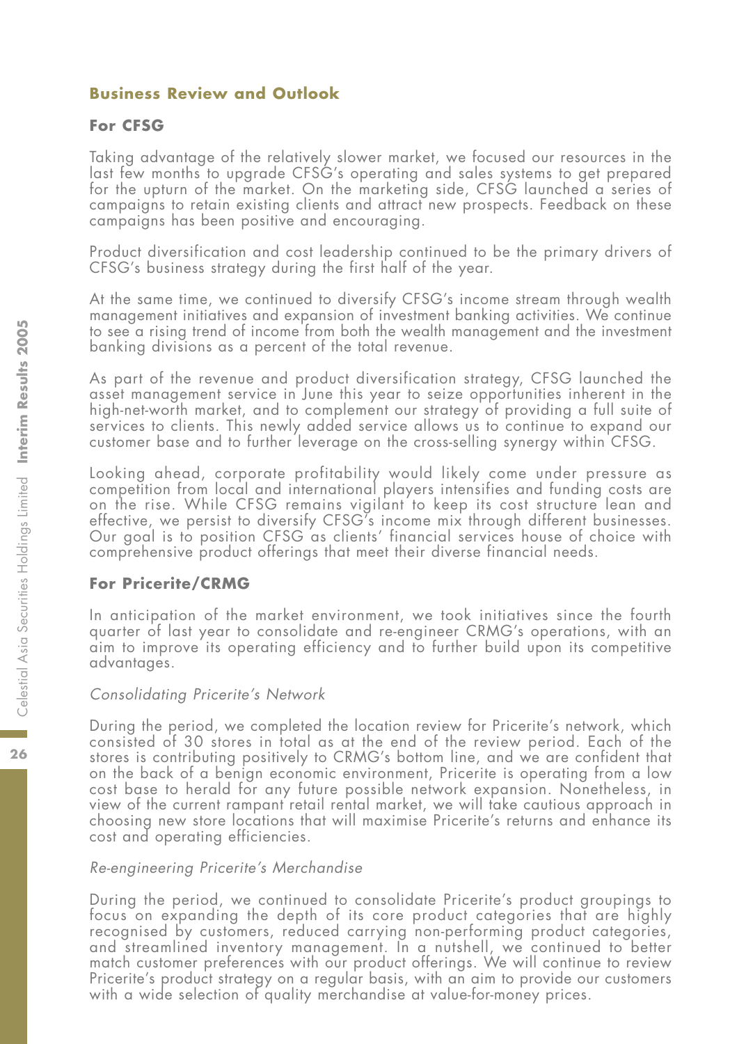## Business Review and Outlook

### For CFSG

Taking advantage of the relatively slower market, we focused our resources in the last few months to upgrade CFSG's operating and sales systems to get prepared for the upturn of the market. On the marketing side, CFSG launched a series of campaigns to retain existing clients and attract new prospects. Feedback on these campaigns has been positive and encouraging.

Product diversification and cost leadership continued to be the primary drivers of CFSG's business strategy during the first half of the year.

At the same time, we continued to diversify CFSG's income stream through wealth management initiatives and expansion of investment banking activities. We continue to see a rising trend of income from both the wealth management and the investment banking divisions as a percent of the total revenue.

As part of the revenue and product diversification strategy, CFSG launched the asset management service in June this year to seize opportunities inherent in the high-net-worth market, and to complement our strategy of providing a full suite of services to clients. This newly added service allows us to continue to expand our customer base and to further leverage on the cross-selling synergy within CFSG.

Looking ahead, corporate profitability would likely come under pressure as competition from local and international players intensifies and funding costs are on the rise. While CFSG remains vigilant to keep its cost structure lean and effective, we persist to diversify CFSG's income mix through different businesses. Our goal is to position CFSG as clients' financial services house of choice with comprehensive product offerings that meet their diverse financial needs.

### For Pricerite/CRMG

In anticipation of the market environment, we took initiatives since the fourth quarter of last year to consolidate and re-engineer CRMG's operations, with an aim to improve its operating efficiency and to further build upon its competitive advantages.

*Consolidating Pricerite's Network*

During the period, we completed the location review for Pricerite's network, which consisted of 30 stores in total as at the end of the review period. Each of the stores is contributing positively to CRMG's bottom line, and we are confident that on the back of a benign economic environment, Pricerite is operating from a low cost base to herald for any future possible network expansion. Nonetheless, in view of the current rampant retail rental market, we will take cautious approach in choosing new store locations that will maximise Pricerite's returns and enhance its cost and operating efficiencies.

*Re-engineering Pricerite's Merchandise*

During the period, we continued to consolidate Pricerite's product groupings to focus on expanding the depth of its core product categories that are highly recognised by customers, reduced carrying non-performing product categories, and streamlined inventory management. In a nutshell, we continued to better match customer preferences with our product offerings. We will continue to review Pricerite's product strategy on a regular basis, with an aim to provide our customers with a wide selection of quality merchandise at value-for-money prices.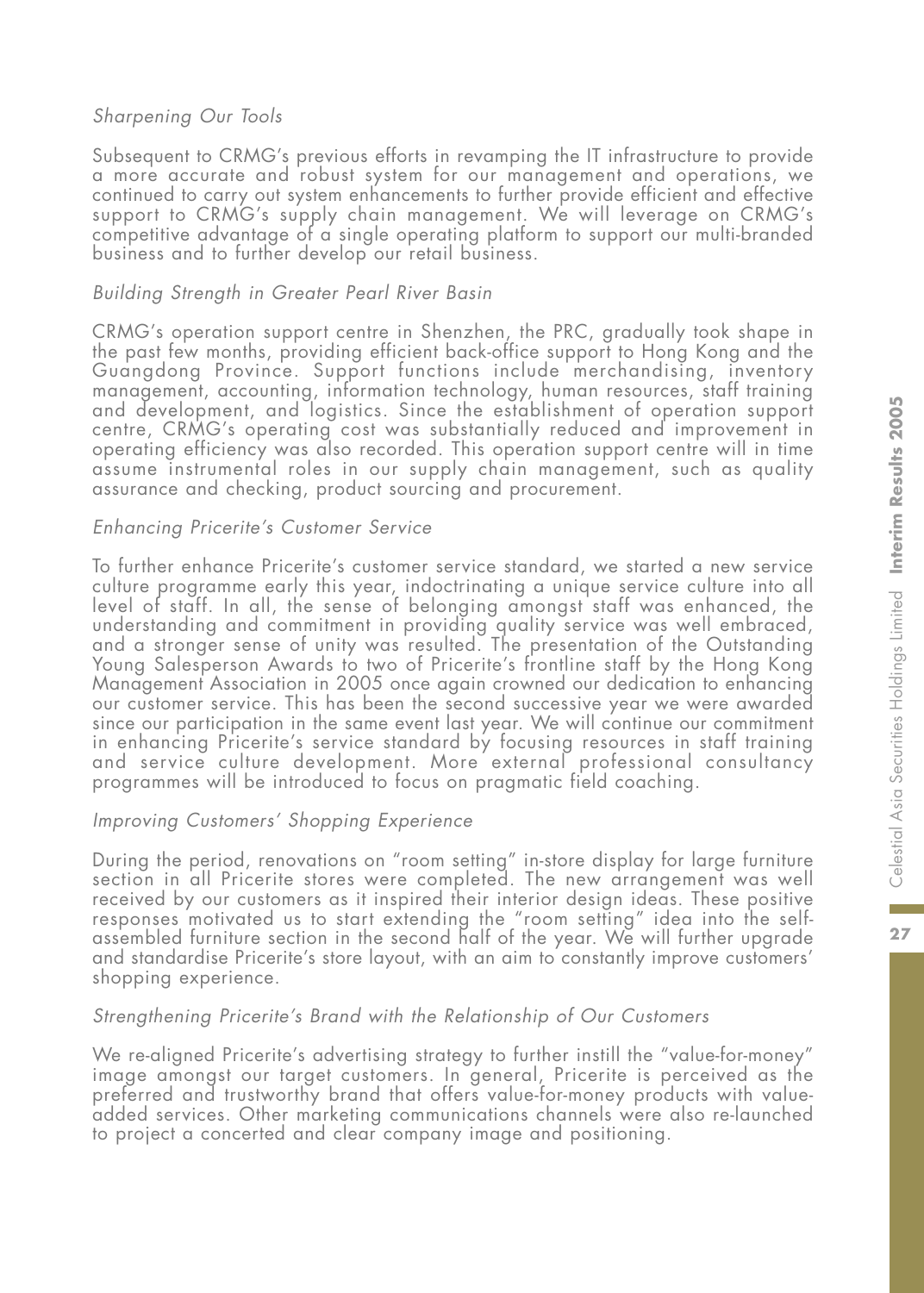*Sharpening Our Tools*

Subsequent to CRMG's previous efforts in revamping the IT infrastructure to provide a more accurate and robust system for our management and operations, we continued to carry out system enhancements to further provide efficient and effective support to CRMG's supply chain management. We will leverage on CRMG's competitive advantage of a single operating platform to support our multi-branded business and to further develop our retail business.

*Building Strength in Greater Pearl River Basin*

CRMG's operation support centre in Shenzhen, the PRC, gradually took shape in the past few months, providing efficient back-office support to Hong Kong and the Guangdong Province. Support functions include merchandising, inventory management, accounting, information technology, human resources, staff training and development, and logistics. Since the establishment of operation support centre, CRMG's operating cost was substantially reduced and improvement in operating efficiency was also recorded. This operation support centre will in time assume instrumental roles in our supply chain management, such as quality assurance and checking, product sourcing and procurement.

*Enhancing Pricerite's Customer Service*

To further enhance Pricerite's customer service standard, we started a new service culture programme early this year, indoctrinating a unique service culture into all level of staff. In all, the sense of belonging amongst staff was enhanced, the understanding and commitment in providing quality service was well embraced, and a stronger sense of unity was resulted. The presentation of the Outstanding Young Salesperson Awards to two of Pricerite's frontline staff by the Hong Kong Management Association in 2005 once again crowned our dedication to enhancing our customer service. This has been the second successive year we were awarded since our participation in the same event last year. We will continue our commitment in enhancing Pricerite's service standard by focusing resources in staff training and service culture development. More external professional consultancy programmes will be introduced to focus on pragmatic field coaching.

*Improving Customers' Shopping Experience*

During the period, renovations on "room setting" in-store display for large furniture section in all Pricerite stores were completed. The new arrangement was well received by our customers as it inspired their interior design ideas. These positive responses motivated us to start extending the "room setting" idea into the self-assembled furniture section in the second half of the year. We will further upgrade and standardise Pricerite's store layout, with an aim to constantly improve customers' shopping experience.

*Strengthening Pricerite's Brand with the Relationship of Our Customers*

We re-aligned Pricerite's advertising strategy to further instill the "value-for-money" image amongst our target customers. In general, Pricerite is perceived as the preferred and trustworthy brand that offers value-for-money products with value-added services. Other marketing communications channels were also re-launched to project a concerted and clear company image and positioning.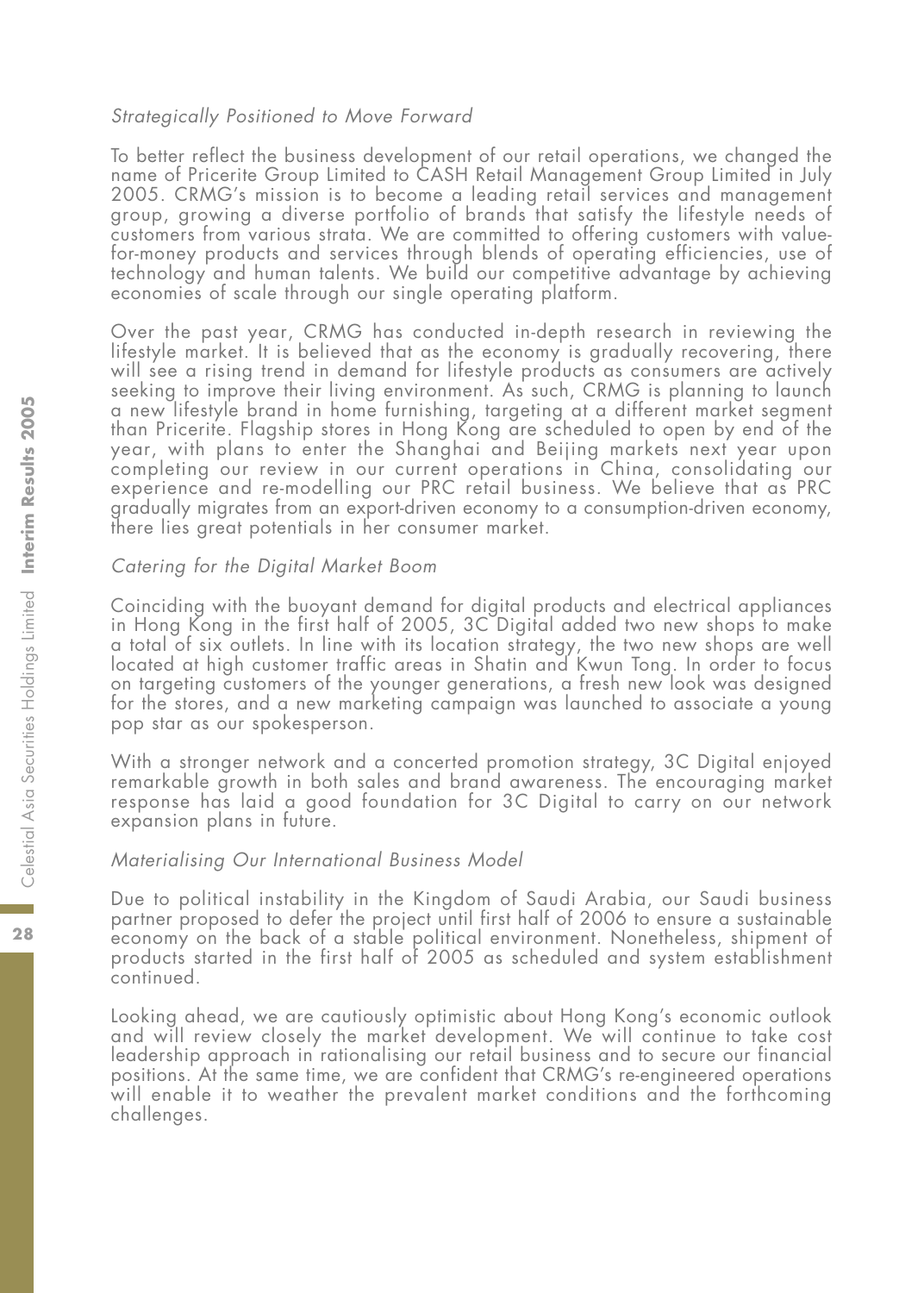*Strategically Positioned to Move Forward*

To better reflect the business development of our retail operations, we changed the name of Pricerite Group Limited to CASH Retail Management Group Limited in July 2005. CRMG's mission is to become a leading retail services and management group, growing a diverse portfolio of brands that satisfy the lifestyle needs of customers from various strata. We are committed to offering customers with value-for-money products and services through blends of operating efficiencies, use of technology and human talents. We build our competitive advantage by achieving economies of scale through our single operating platform.

Over the past year, CRMG has conducted in-depth research in reviewing the lifestyle market. It is believed that as the economy is gradually recovering, there will see a rising trend in demand for lifestyle products as consumers are actively seeking to improve their living environment. As such, CRMG is planning to launch a new lifestyle brand in home furnishing, targeting at a different market segment than Pricerite. Flagship stores in Hong Kong are scheduled to open by end of the year, with plans to enter the Shanghai and Beijing markets next year upon completing our review in our current operations in China, consolidating our experience and re-modelling our PRC retail business. We believe that as PRC gradually migrates from an export-driven economy to a consumption-driven economy, there lies great potentials in her consumer market.

*Catering for the Digital Market Boom*

Coinciding with the buoyant demand for digital products and electrical appliances in Hong Kong in the first half of 2005, 3C Digital added two new shops to make a total of six outlets. In line with its location strategy, the two new shops are well located at high customer traffic areas in Shatin and Kwun Tong. In order to focus on targeting customers of the younger generations, a fresh new look was designed for the stores, and a new marketing campaign was launched to associate a young pop star as our spokesperson.

With a stronger network and a concerted promotion strategy, 3C Digital enjoyed remarkable growth in both sales and brand awareness. The encouraging market response has laid a good foundation for 3C Digital to carry on our network expansion plans in future.

*Materialising Our International Business Model*

Due to political instability in the Kingdom of Saudi Arabia, our Saudi business partner proposed to defer the project until first half of 2006 to ensure a sustainable economy on the back of a stable political environment. Nonetheless, shipment of products started in the first half of 2005 as scheduled and system establishment continued.

Looking ahead, we are cautiously optimistic about Hong Kong's economic outlook and will review closely the market development. We will continue to take cost leadership approach in rationalising our retail business and to secure our financial positions. At the same time, we are confident that CRMG's re-engineered operations will enable it to weather the prevalent market conditions and the forthcoming challenges.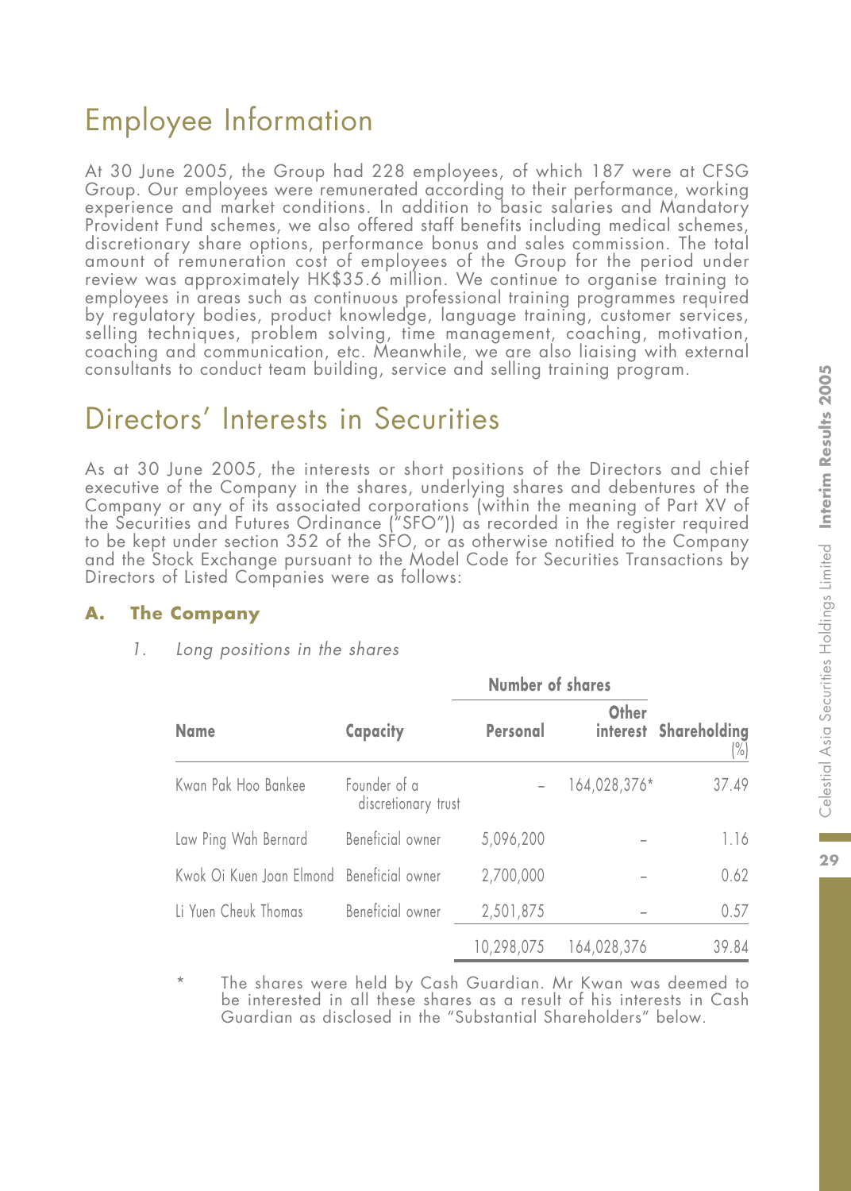# Employee Information

At 30 June 2005, the Group had 228 employees, of which 187 were at CFSG Group. Our employees were remunerated according to their performance, working experience and market conditions. In addition to basic salaries and Mandatory Provident Fund schemes, we also offered staff benefits including medical schemes, discretionary share options, performance bonus and sales commission. The total amount of remuneration cost of employees of the Group for the period under review was approximately HK$35.6 million. We continue to organise training to employees in areas such as continuous professional training programmes required by regulatory bodies, product knowledge, language training, customer services, selling techniques, problem solving, time management, coaching, motivation, coaching and communication, etc. Meanwhile, we are also liaising with external consultants to conduct team building, service and selling training program.

# Directors' Interests in Securities

As at 30 June 2005, the interests or short positions of the Directors and chief executive of the Company in the shares, underlying shares and debentures of the Company or any of its associated corporations (within the meaning of Part XV of the Securities and Futures Ordinance ("SFO")) as recorded in the register required to be kept under section 352 of the SFO, or as otherwise notified to the Company and the Stock Exchange pursuant to the Model Code for Securities Transactions by Directors of Listed Companies were as follows:

## A. The Company

1. *Long positions in the shares*

| Name | Capacity | Number of shares | | Shareholding |
|---|---|---|---|---|
| | | Personal | Other interest | (%) |
| Kwan Pak Hoo Bankee | Founder of a discretionary trust | – | 164,028,376* | 37.49 |
| Law Ping Wah Bernard | Beneficial owner | 5,096,200 | – | 1.16 |
| Kwok Oi Kuen Joan Elmond | Beneficial owner | 2,700,000 | – | 0.62 |
| Li Yuen Cheuk Thomas | Beneficial owner | 2,501,875 | – | 0.57 |
| | | 10,298,075 | 164,028,376 | 39.84 |

\* The shares were held by Cash Guardian. Mr Kwan was deemed to be interested in all these shares as a result of his interests in Cash Guardian as disclosed in the "Substantial Shareholders" below.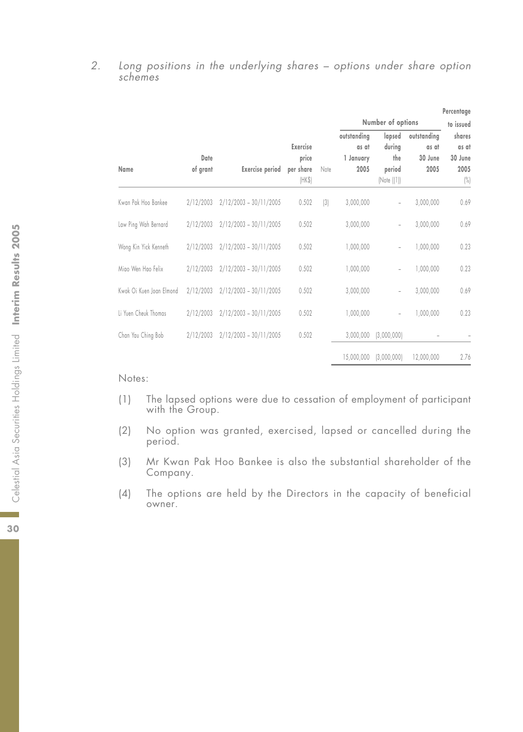2. *Long positions in the underlying shares – options under share option schemes*

| Name | Date of grant | Exercise period | Exercise price per share (HK$) | Note | Number of options outstanding as at 1 January 2005 | Number of options lapsed during the period (Note (1)) | Number of options outstanding as at 30 June 2005 | Percentage to issued shares as at 30 June 2005 (%) |
|---|---|---|---|---|---|---|---|---|
| Kwan Pak Hoo Bankee | 2/12/2003 | 2/12/2003 – 30/11/2005 | 0.502 | (3) | 3,000,000 | – | 3,000,000 | 0.69 |
| Law Ping Wah Bernard | 2/12/2003 | 2/12/2003 – 30/11/2005 | 0.502 | | 3,000,000 | – | 3,000,000 | 0.69 |
| Wong Kin Yick Kenneth | 2/12/2003 | 2/12/2003 – 30/11/2005 | 0.502 | | 1,000,000 | – | 1,000,000 | 0.23 |
| Miao Wen Hao Felix | 2/12/2003 | 2/12/2003 – 30/11/2005 | 0.502 | | 1,000,000 | – | 1,000,000 | 0.23 |
| Kwok Oi Kuen Joan Elmond | 2/12/2003 | 2/12/2003 – 30/11/2005 | 0.502 | | 3,000,000 | – | 3,000,000 | 0.69 |
| Li Yuen Cheuk Thomas | 2/12/2003 | 2/12/2003 – 30/11/2005 | 0.502 | | 1,000,000 | – | 1,000,000 | 0.23 |
| Chan Yau Ching Bob | 2/12/2003 | 2/12/2003 – 30/11/2005 | 0.502 | | 3,000,000 | (3,000,000) | – | – |
| | | | | | 15,000,000 | (3,000,000) | 12,000,000 | 2.76 |

Notes:

(1) The lapsed options were due to cessation of employment of participant with the Group.

(2) No option was granted, exercised, lapsed or cancelled during the period.

(3) Mr Kwan Pak Hoo Bankee is also the substantial shareholder of the Company.

(4) The options are held by the Directors in the capacity of beneficial owner.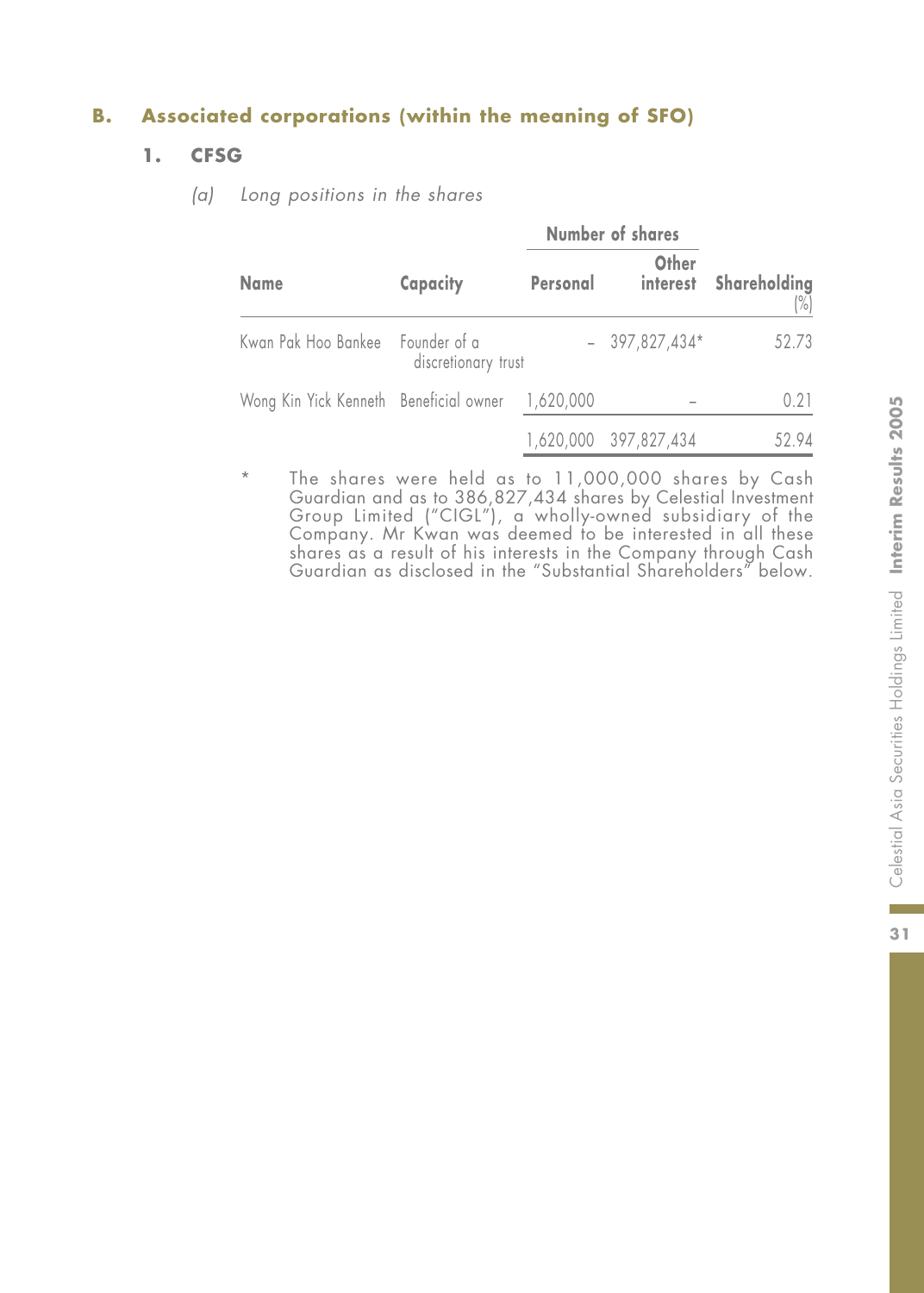### B. Associated corporations (within the meaning of SFO)

#### 1. CFSG

*(a) Long positions in the shares*

| Name | Capacity | Number of shares | | Shareholding |
|---|---|---|---|---|
| | | Personal | Other interest | (%) |
| Kwan Pak Hoo Bankee | Founder of a discretionary trust | – | 397,827,434* | 52.73 |
| Wong Kin Yick Kenneth | Beneficial owner | 1,620,000 | – | 0.21 |
| | | 1,620,000 | 397,827,434 | 52.94 |

\* The shares were held as to 11,000,000 shares by Cash Guardian and as to 386,827,434 shares by Celestial Investment Group Limited ("CIGL"), a wholly-owned subsidiary of the Company. Mr Kwan was deemed to be interested in all these shares as a result of his interests in the Company through Cash Guardian as disclosed in the "Substantial Shareholders" below.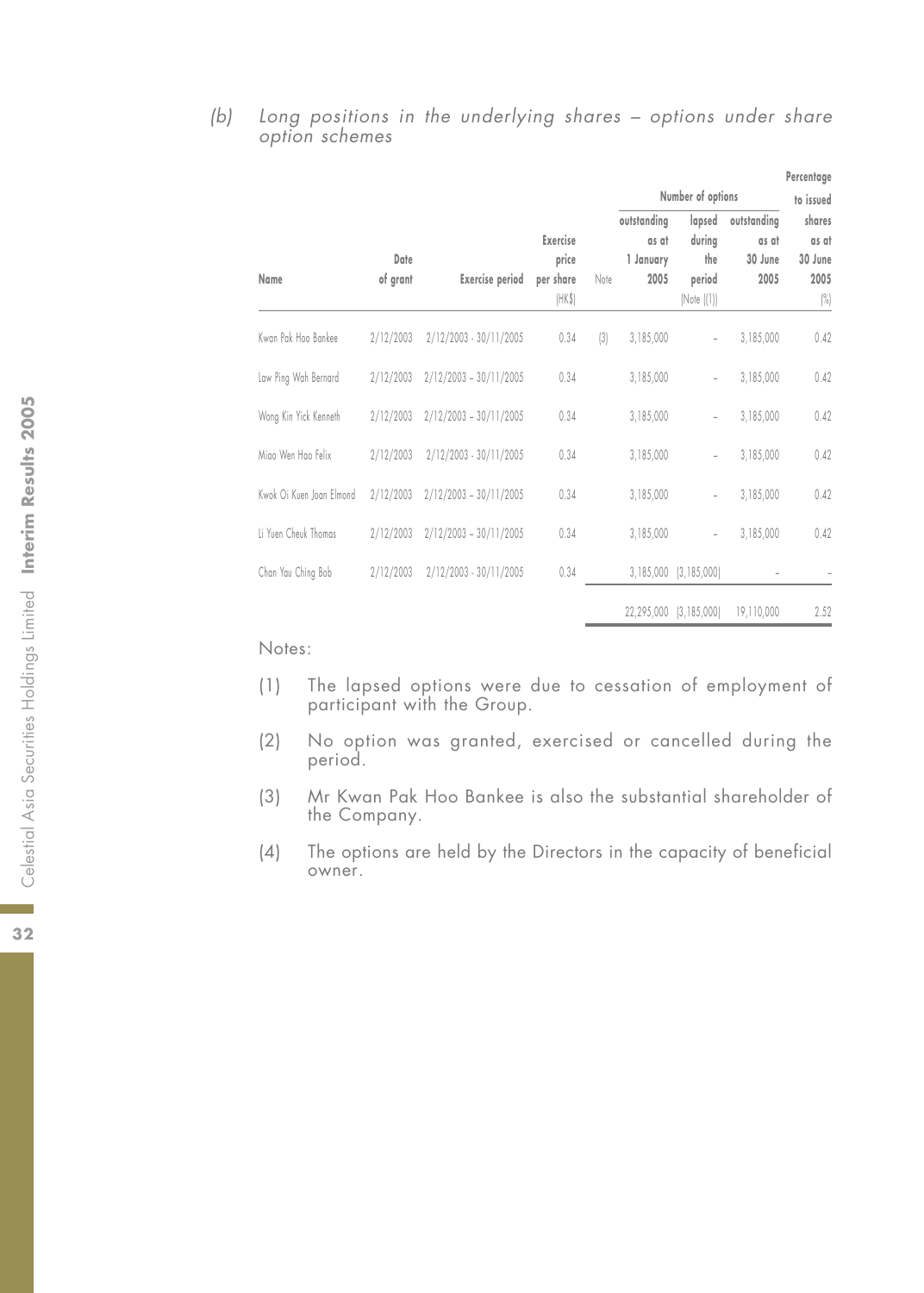(b) *Long positions in the underlying shares – options under share option schemes*

| Name | Date of grant | Exercise period | Exercise price per share (HK$) | Note | Number of options: outstanding as at 1 January 2005 | lapsed during the period (Note (1)) | outstanding as at 30 June 2005 | Percentage to issued shares as at 30 June 2005 (%) |
|---|---|---|---|---|---|---|---|---|
| Kwan Pak Hoo Bankee | 2/12/2003 | 2/12/2003 - 30/11/2005 | 0.34 | (3) | 3,185,000 | – | 3,185,000 | 0.42 |
| Law Ping Wah Bernard | 2/12/2003 | 2/12/2003 – 30/11/2005 | 0.34 | | 3,185,000 | – | 3,185,000 | 0.42 |
| Wong Kin Yick Kenneth | 2/12/2003 | 2/12/2003 – 30/11/2005 | 0.34 | | 3,185,000 | – | 3,185,000 | 0.42 |
| Miao Wen Hao Felix | 2/12/2003 | 2/12/2003 - 30/11/2005 | 0.34 | | 3,185,000 | – | 3,185,000 | 0.42 |
| Kwok Oi Kuen Joan Elmond | 2/12/2003 | 2/12/2003 – 30/11/2005 | 0.34 | | 3,185,000 | – | 3,185,000 | 0.42 |
| Li Yuen Cheuk Thomas | 2/12/2003 | 2/12/2003 - 30/11/2005 | 0.34 | | 3,185,000 | – | 3,185,000 | 0.42 |
| Chan Yau Ching Bob | 2/12/2003 | 2/12/2003 - 30/11/2005 | 0.34 | | 3,185,000 | (3,185,000) | – | – |
| | | | | | 22,295,000 | (3,185,000) | 19,110,000 | 2.52 |

Notes:

(1) The lapsed options were due to cessation of employment of participant with the Group.

(2) No option was granted, exercised or cancelled during the period.

(3) Mr Kwan Pak Hoo Bankee is also the substantial shareholder of the Company.

(4) The options are held by the Directors in the capacity of beneficial owner.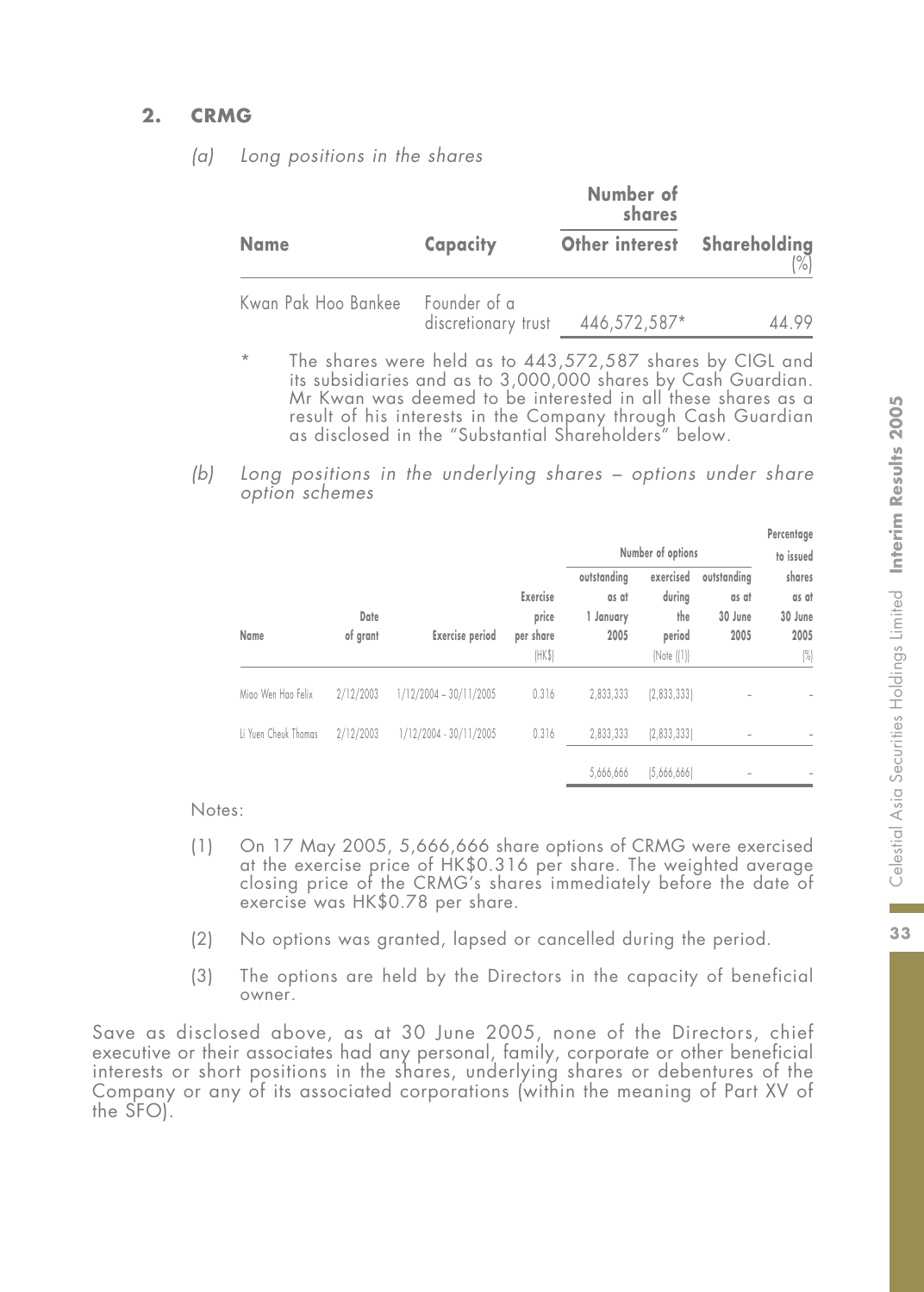## 2. CRMG

*(a) Long positions in the shares*

| Name | Capacity | Number of shares Other interest | Shareholding (%) |
|---|---|---|---|
| Kwan Pak Hoo Bankee | Founder of a discretionary trust | 446,572,587* | 44.99 |

\* The shares were held as to 443,572,587 shares by CIGL and its subsidiaries and as to 3,000,000 shares by Cash Guardian. Mr Kwan was deemed to be interested in all these shares as a result of his interests in the Company through Cash Guardian as disclosed in the "Substantial Shareholders" below.

*(b) Long positions in the underlying shares – options under share option schemes*

| Name | Date of grant | Exercise period | Exercise price per share (HK$) | Number of options outstanding as at 1 January 2005 | Number of options exercised during the period (Note (1)) | Number of options outstanding as at 30 June 2005 | Percentage to issued shares as at 30 June 2005 (%) |
|---|---|---|---|---|---|---|---|
| Miao Wen Hao Felix | 2/12/2003 | 1/12/2004 – 30/11/2005 | 0.316 | 2,833,333 | (2,833,333) | – | – |
| Li Yuen Cheuk Thomas | 2/12/2003 | 1/12/2004 – 30/11/2005 | 0.316 | 2,833,333 | (2,833,333) | – | – |
| | | | | 5,666,666 | (5,666,666) | – | – |

Notes:

(1) On 17 May 2005, 5,666,666 share options of CRMG were exercised at the exercise price of HK$0.316 per share. The weighted average closing price of the CRMG's shares immediately before the date of exercise was HK$0.78 per share.

(2) No options was granted, lapsed or cancelled during the period.

(3) The options are held by the Directors in the capacity of beneficial owner.

Save as disclosed above, as at 30 June 2005, none of the Directors, chief executive or their associates had any personal, family, corporate or other beneficial interests or short positions in the shares, underlying shares or debentures of the Company or any of its associated corporations (within the meaning of Part XV of the SFO).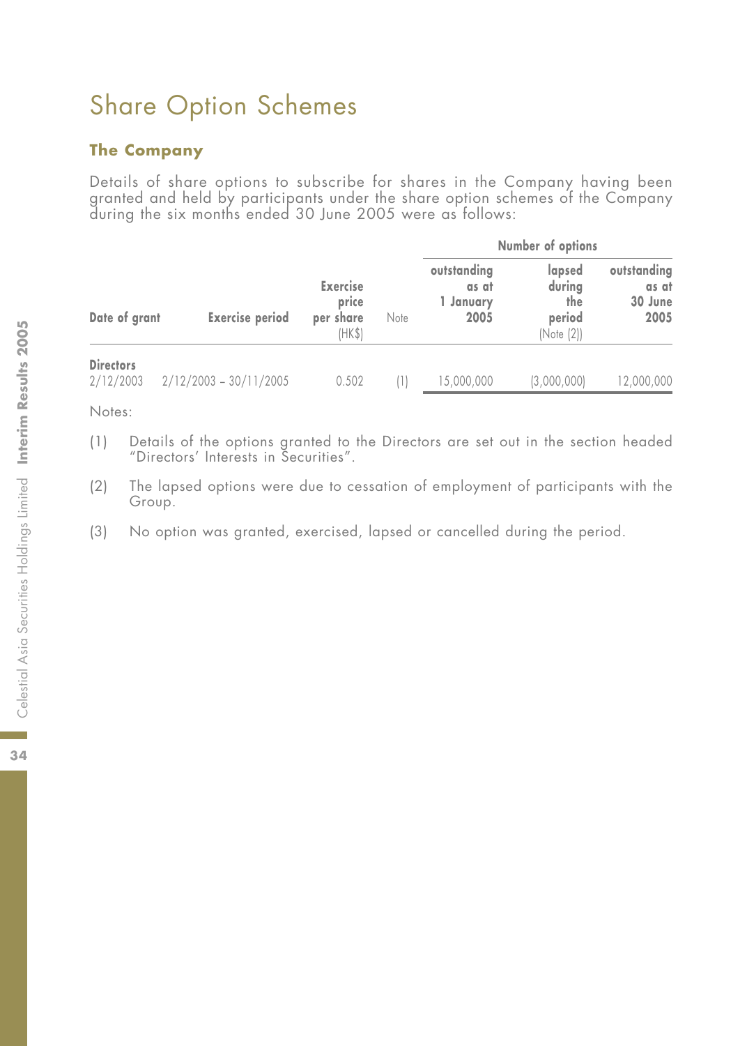# Share Option Schemes

## The Company

Details of share options to subscribe for shares in the Company having been granted and held by participants under the share option schemes of the Company during the six months ended 30 June 2005 were as follows:

| | | | | Number of options | | |
|---|---|---|---|---|---|---|
| **Date of grant** | **Exercise period** | **Exercise price per share** (HK$) | Note | **outstanding as at 1 January 2005** | **lapsed during the period** (Note (2)) | **outstanding as at 30 June 2005** |
| **Directors** | | | | | | |
| 2/12/2003 | 2/12/2003 – 30/11/2005 | 0.502 | (1) | 15,000,000 | (3,000,000) | 12,000,000 |

Notes:

(1) Details of the options granted to the Directors are set out in the section headed "Directors' Interests in Securities".

(2) The lapsed options were due to cessation of employment of participants with the Group.

(3) No option was granted, exercised, lapsed or cancelled during the period.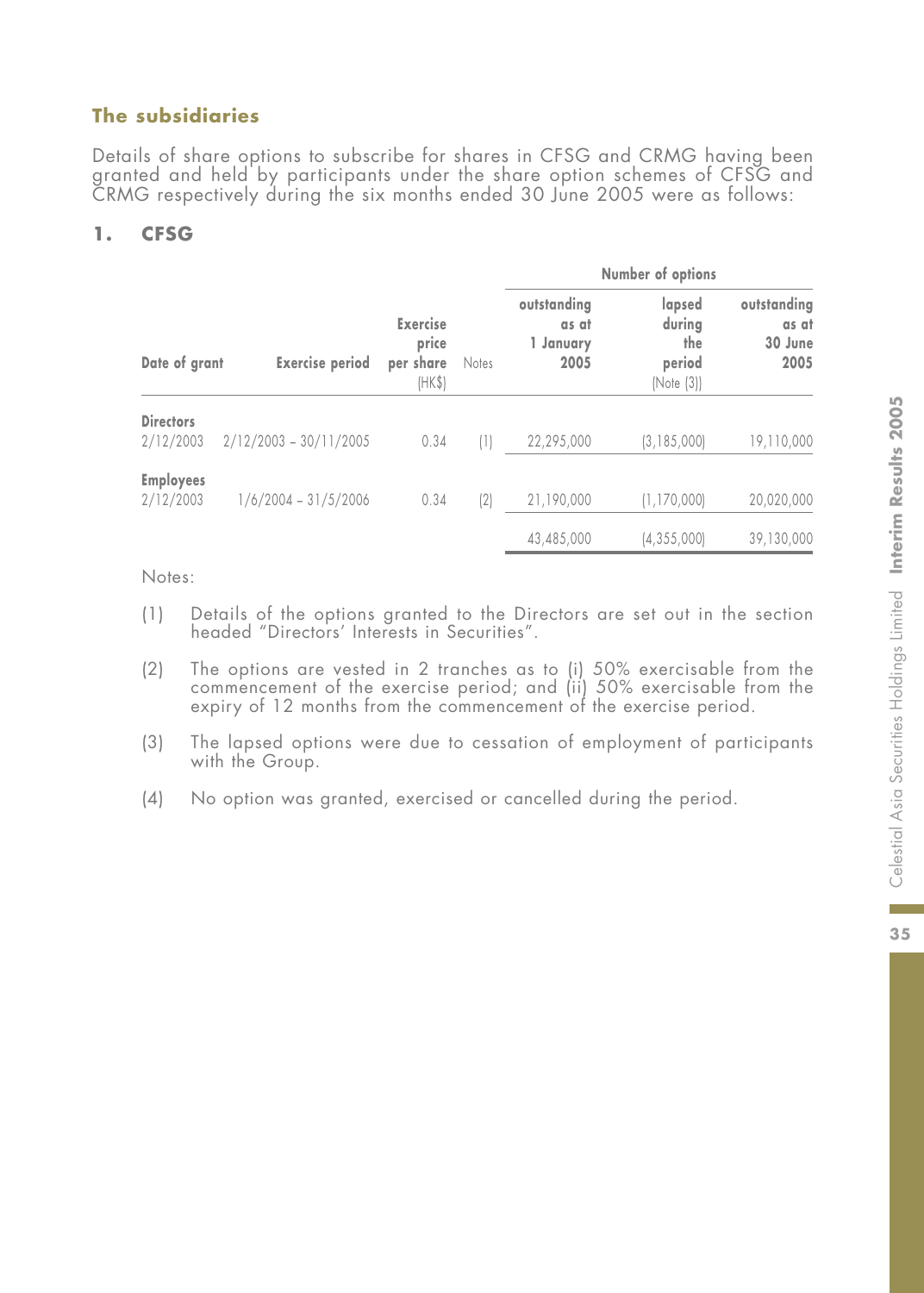## The subsidiaries

Details of share options to subscribe for shares in CFSG and CRMG having been granted and held by participants under the share option schemes of CFSG and CRMG respectively during the six months ended 30 June 2005 were as follows:

### 1. CFSG

| Date of grant | Exercise period | Exercise price per share (HK$) | Notes | Number of options | | |
|---|---|---|---|---|---|---|
| | | | | outstanding as at 1 January 2005 | lapsed during the period (Note (3)) | outstanding as at 30 June 2005 |
| **Directors** | | | | | | |
| 2/12/2003 | 2/12/2003 – 30/11/2005 | 0.34 | (1) | 22,295,000 | (3,185,000) | 19,110,000 |
| **Employees** | | | | | | |
| 2/12/2003 | 1/6/2004 – 31/5/2006 | 0.34 | (2) | 21,190,000 | (1,170,000) | 20,020,000 |
| | | | | 43,485,000 | (4,355,000) | 39,130,000 |

Notes:

(1) Details of the options granted to the Directors are set out in the section headed "Directors' Interests in Securities".

(2) The options are vested in 2 tranches as to (i) 50% exercisable from the commencement of the exercise period; and (ii) 50% exercisable from the expiry of 12 months from the commencement of the exercise period.

(3) The lapsed options were due to cessation of employment of participants with the Group.

(4) No option was granted, exercised or cancelled during the period.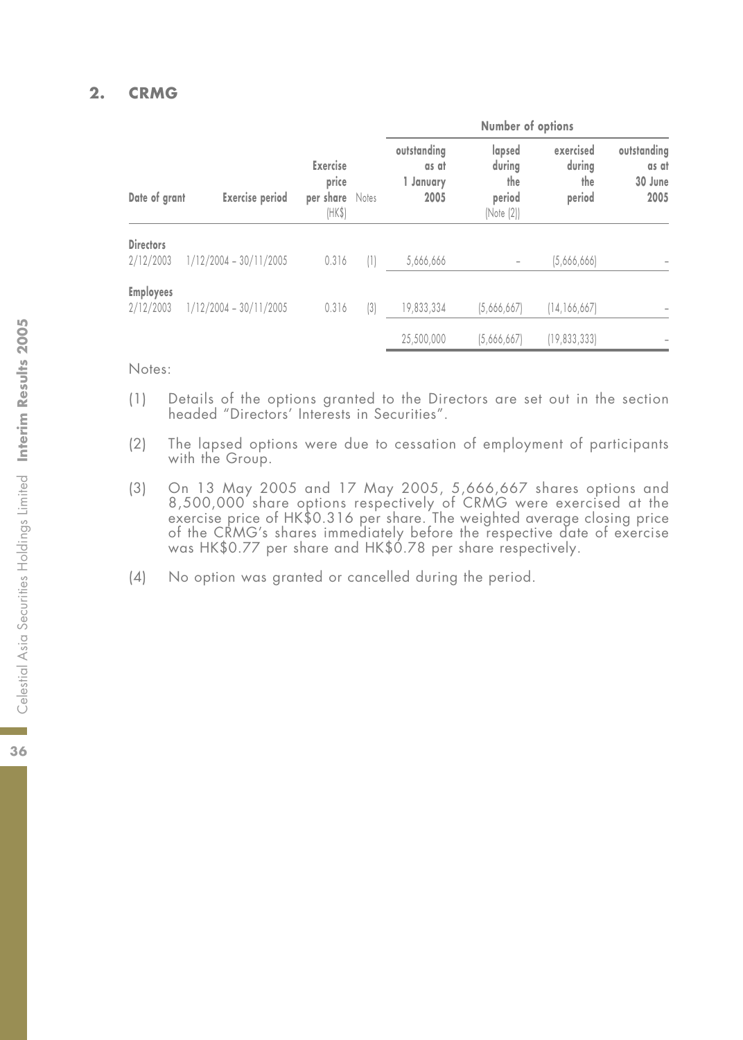## 2. CRMG

| | | | | Number of options | | | |
|---|---|---|---|---|---|---|---|
| Date of grant | Exercise period | Exercise price per share (HK$) | Notes | outstanding as at 1 January 2005 | lapsed during the period (Note (2)) | exercised during the period | outstanding as at 30 June 2005 |
| **Directors** | | | | | | | |
| 2/12/2003 | 1/12/2004 – 30/11/2005 | 0.316 | (1) | 5,666,666 | – | (5,666,666) | – |
| **Employees** | | | | | | | |
| 2/12/2003 | 1/12/2004 – 30/11/2005 | 0.316 | (3) | 19,833,334 | (5,666,667) | (14,166,667) | – |
| | | | | 25,500,000 | (5,666,667) | (19,833,333) | – |

Notes:

(1) Details of the options granted to the Directors are set out in the section headed "Directors' Interests in Securities".

(2) The lapsed options were due to cessation of employment of participants with the Group.

(3) On 13 May 2005 and 17 May 2005, 5,666,667 shares options and 8,500,000 share options respectively of CRMG were exercised at the exercise price of HK$0.316 per share. The weighted average closing price of the CRMG's shares immediately before the respective date of exercise was HK$0.77 per share and HK$0.78 per share respectively.

(4) No option was granted or cancelled during the period.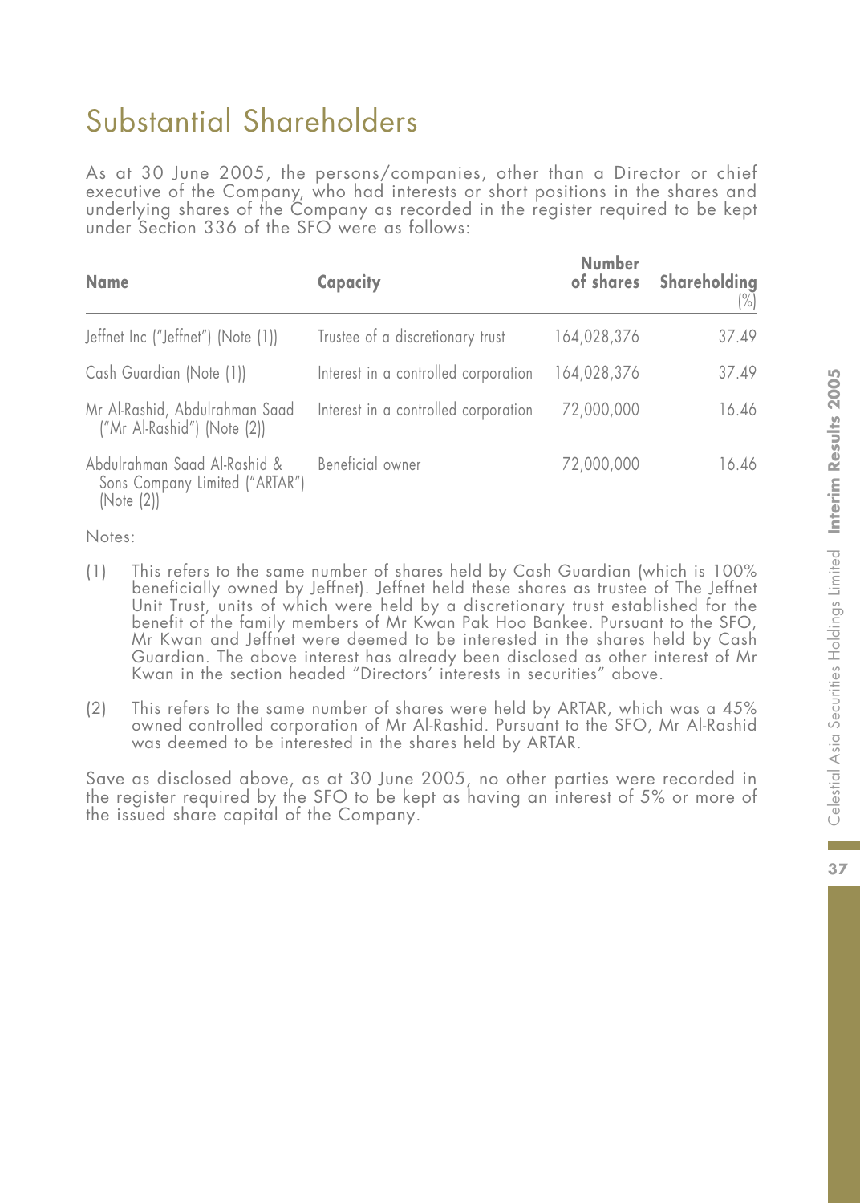# Substantial Shareholders

As at 30 June 2005, the persons/companies, other than a Director or chief executive of the Company, who had interests or short positions in the shares and underlying shares of the Company as recorded in the register required to be kept under Section 336 of the SFO were as follows:

| **Name** | **Capacity** | **Number of shares** | **Shareholding (%)** |
|---|---|---|---|
| Jeffnet Inc ("Jeffnet") (Note (1)) | Trustee of a discretionary trust | 164,028,376 | 37.49 |
| Cash Guardian (Note (1)) | Interest in a controlled corporation | 164,028,376 | 37.49 |
| Mr Al-Rashid, Abdulrahman Saad ("Mr Al-Rashid") (Note (2)) | Interest in a controlled corporation | 72,000,000 | 16.46 |
| Abdulrahman Saad Al-Rashid & Sons Company Limited ("ARTAR") (Note (2)) | Beneficial owner | 72,000,000 | 16.46 |

Notes:

(1) This refers to the same number of shares held by Cash Guardian (which is 100% beneficially owned by Jeffnet). Jeffnet held these shares as trustee of The Jeffnet Unit Trust, units of which were held by a discretionary trust established for the benefit of the family members of Mr Kwan Pak Hoo Bankee. Pursuant to the SFO, Mr Kwan and Jeffnet were deemed to be interested in the shares held by Cash Guardian. The above interest has already been disclosed as other interest of Mr Kwan in the section headed "Directors' interests in securities" above.

(2) This refers to the same number of shares were held by ARTAR, which was a 45% owned controlled corporation of Mr Al-Rashid. Pursuant to the SFO, Mr Al-Rashid was deemed to be interested in the shares held by ARTAR.

Save as disclosed above, as at 30 June 2005, no other parties were recorded in the register required by the SFO to be kept as having an interest of 5% or more of the issued share capital of the Company.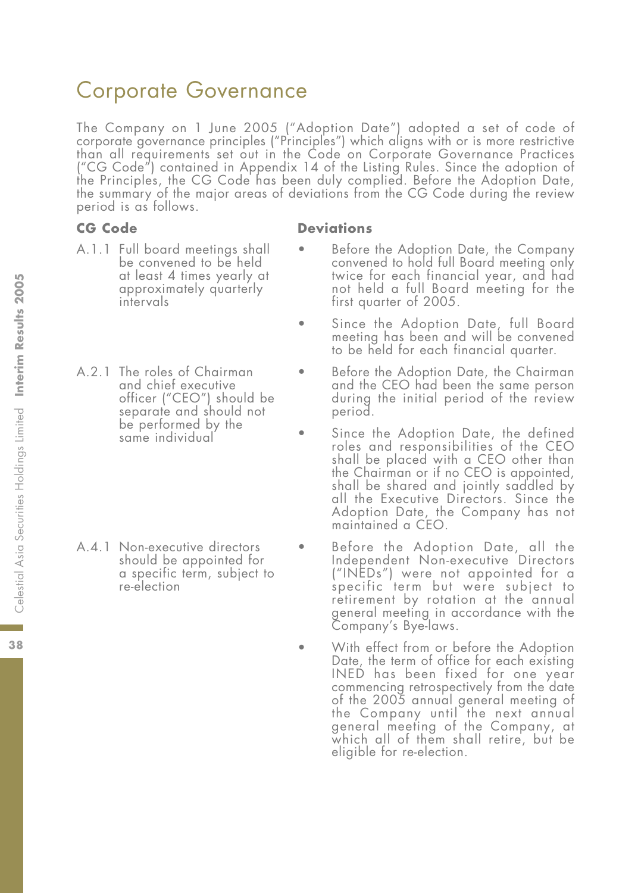# Corporate Governance

The Company on 1 June 2005 ("Adoption Date") adopted a set of code of corporate governance principles ("Principles") which aligns with or is more restrictive than all requirements set out in the Code on Corporate Governance Practices ("CG Code") contained in Appendix 14 of the Listing Rules. Since the adoption of the Principles, the CG Code has been duly complied. Before the Adoption Date, the summary of the major areas of deviations from the CG Code during the review period is as follows.

| CG Code | Deviations |
|---|---|
| A.1.1 Full board meetings shall be convened to be held at least 4 times yearly at approximately quarterly intervals | • Before the Adoption Date, the Company convened to hold full Board meeting only twice for each financial year, and had not held a full Board meeting for the first quarter of 2005.<br>• Since the Adoption Date, full Board meeting has been and will be convened to be held for each financial quarter. |
| A.2.1 The roles of Chairman and chief executive officer ("CEO") should be separate and should not be performed by the same individual | • Before the Adoption Date, the Chairman and the CEO had been the same person during the initial period of the review period.<br>• Since the Adoption Date, the defined roles and responsibilities of the CEO shall be placed with a CEO other than the Chairman or if no CEO is appointed, shall be shared and jointly saddled by all the Executive Directors. Since the Adoption Date, the Company has not maintained a CEO. |
| A.4.1 Non-executive directors should be appointed for a specific term, subject to re-election | • Before the Adoption Date, all the Independent Non-executive Directors ("INEDs") were not appointed for a specific term but were subject to retirement by rotation at the annual general meeting in accordance with the Company's Bye-laws.<br>• With effect from or before the Adoption Date, the term of office for each existing INED has been fixed for one year commencing retrospectively from the date of the 2005 annual general meeting of the Company until the next annual general meeting of the Company, at which all of them shall retire, but be eligible for re-election. |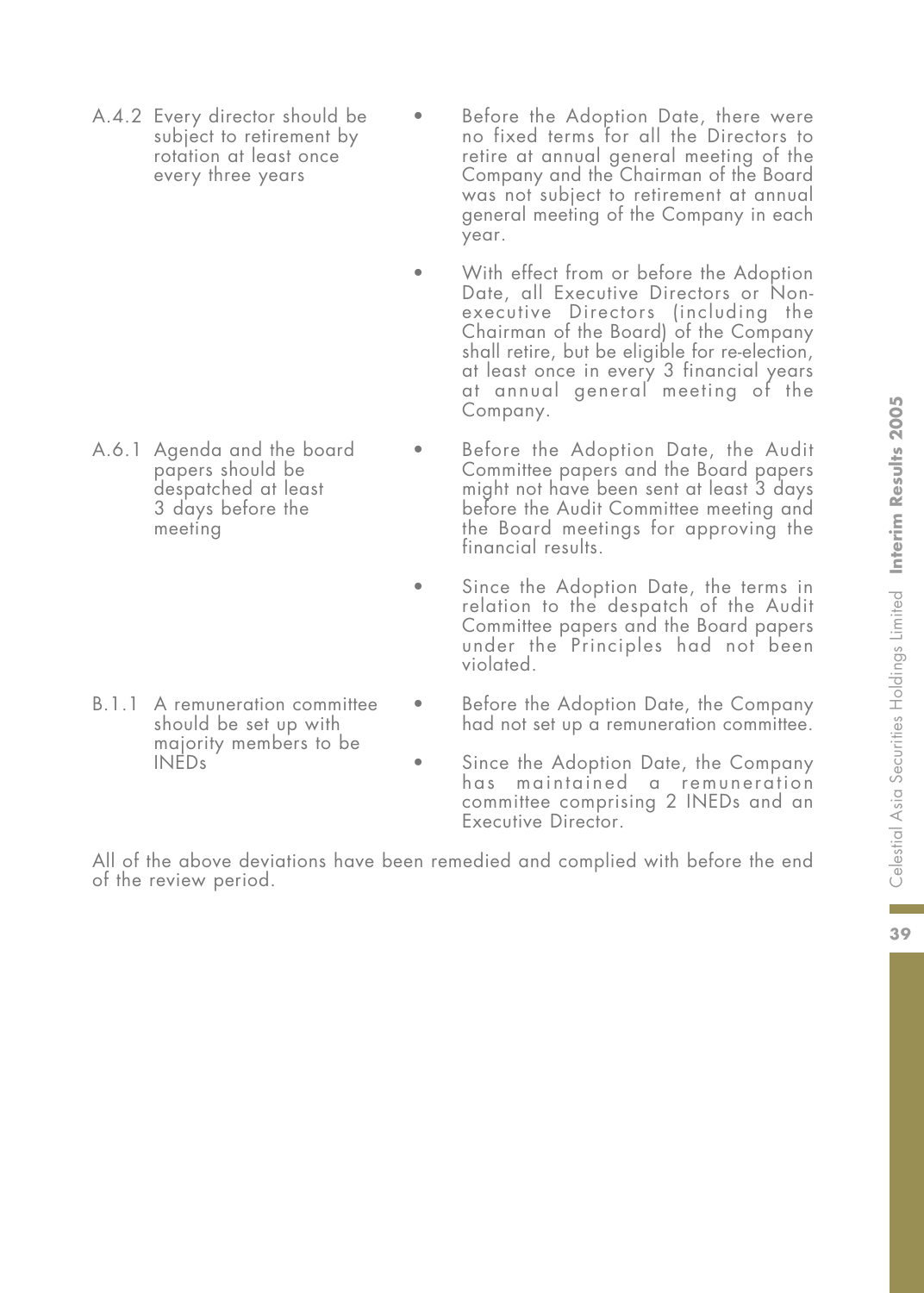| | |
|---|---|
| A.4.2 Every director should be subject to retirement by rotation at least once every three years | • Before the Adoption Date, there were no fixed terms for all the Directors to retire at annual general meeting of the Company and the Chairman of the Board was not subject to retirement at annual general meeting of the Company in each year.<br><br>• With effect from or before the Adoption Date, all Executive Directors or Non-executive Directors (including the Chairman of the Board) of the Company shall retire, but be eligible for re-election, at least once in every 3 financial years at annual general meeting of the Company. |
| A.6.1 Agenda and the board papers should be despatched at least 3 days before the meeting | • Before the Adoption Date, the Audit Committee papers and the Board papers might not have been sent at least 3 days before the Audit Committee meeting and the Board meetings for approving the financial results.<br><br>• Since the Adoption Date, the terms in relation to the despatch of the Audit Committee papers and the Board papers under the Principles had not been violated. |
| B.1.1 A remuneration committee should be set up with majority members to be INEDs | • Before the Adoption Date, the Company had not set up a remuneration committee.<br><br>• Since the Adoption Date, the Company has maintained a remuneration committee comprising 2 INEDs and an Executive Director. |

All of the above deviations have been remedied and complied with before the end of the review period.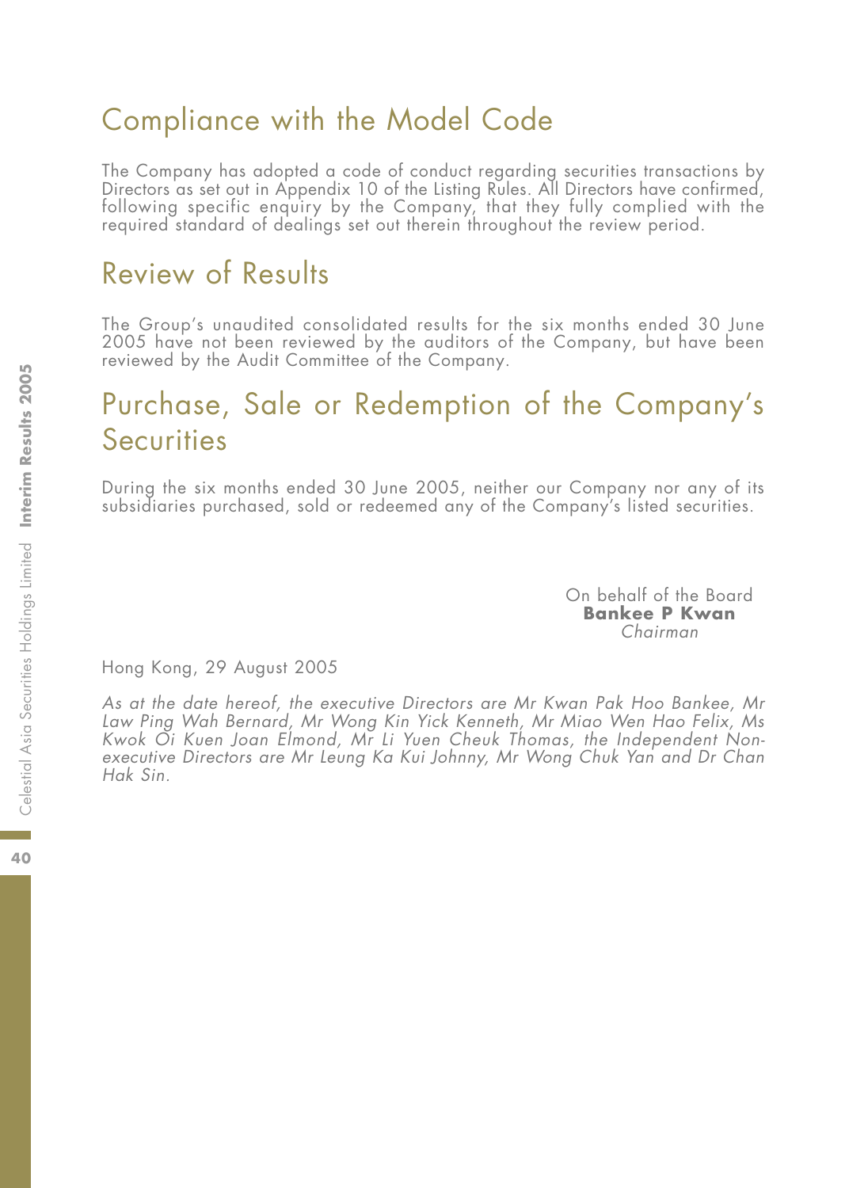## Compliance with the Model Code

The Company has adopted a code of conduct regarding securities transactions by Directors as set out in Appendix 10 of the Listing Rules. All Directors have confirmed, following specific enquiry by the Company, that they fully complied with the required standard of dealings set out therein throughout the review period.

## Review of Results

The Group's unaudited consolidated results for the six months ended 30 June 2005 have not been reviewed by the auditors of the Company, but have been reviewed by the Audit Committee of the Company.

## Purchase, Sale or Redemption of the Company's Securities

During the six months ended 30 June 2005, neither our Company nor any of its subsidiaries purchased, sold or redeemed any of the Company's listed securities.

On behalf of the Board
**Bankee P Kwan**
*Chairman*

Hong Kong, 29 August 2005

*As at the date hereof, the executive Directors are Mr Kwan Pak Hoo Bankee, Mr Law Ping Wah Bernard, Mr Wong Kin Yick Kenneth, Mr Miao Wen Hao Felix, Ms Kwok Oi Kuen Joan Elmond, Mr Li Yuen Cheuk Thomas, the Independent Non-executive Directors are Mr Leung Ka Kui Johnny, Mr Wong Chuk Yan and Dr Chan Hak Sin.*